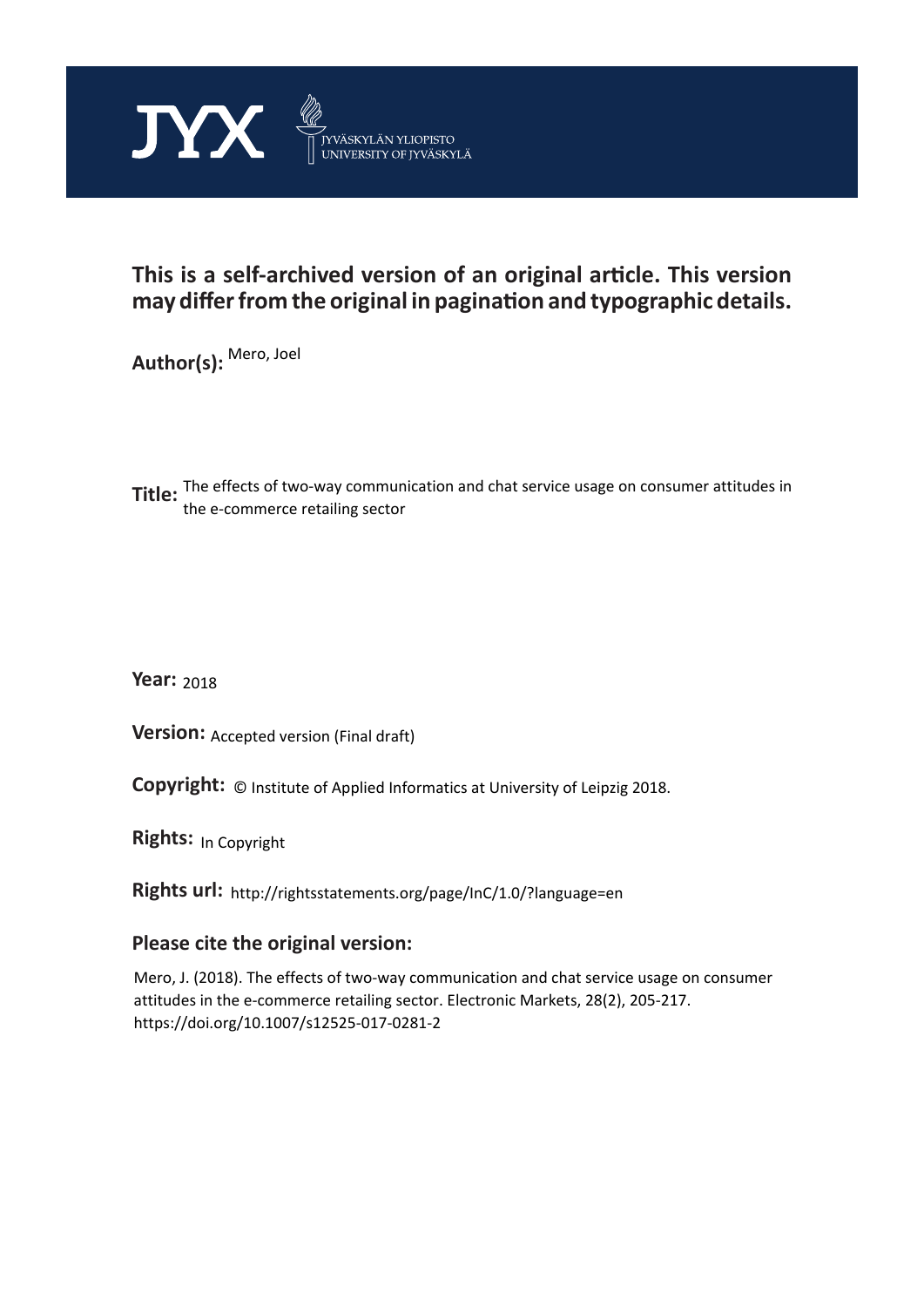JYX JYVÄSKYLÄN YLIOPISTO UNIVERSITY OF JYVÄSKYLÄ

**This is a self-archived version of an original article. This version may differ from the original in pagination and typographic details.**

**Author(s):** Mero, Joel

**Title:** The effects of two-way communication and chat service usage on consumer attitudes in the e-commerce retailing sector

**Year:** 2018

**Version:** Accepted version (Final draft)

**Copyright:** © Institute of Applied Informatics at University of Leipzig 2018.

**Rights:** In Copyright

**Rights url:** http://rightsstatements.org/page/InC/1.0/?language=en

**Please cite the original version:**

Mero, J. (2018). The effects of two-way communication and chat service usage on consumer attitudes in the e-commerce retailing sector. Electronic Markets, 28(2), 205-217. https://doi.org/10.1007/s12525-017-0281-2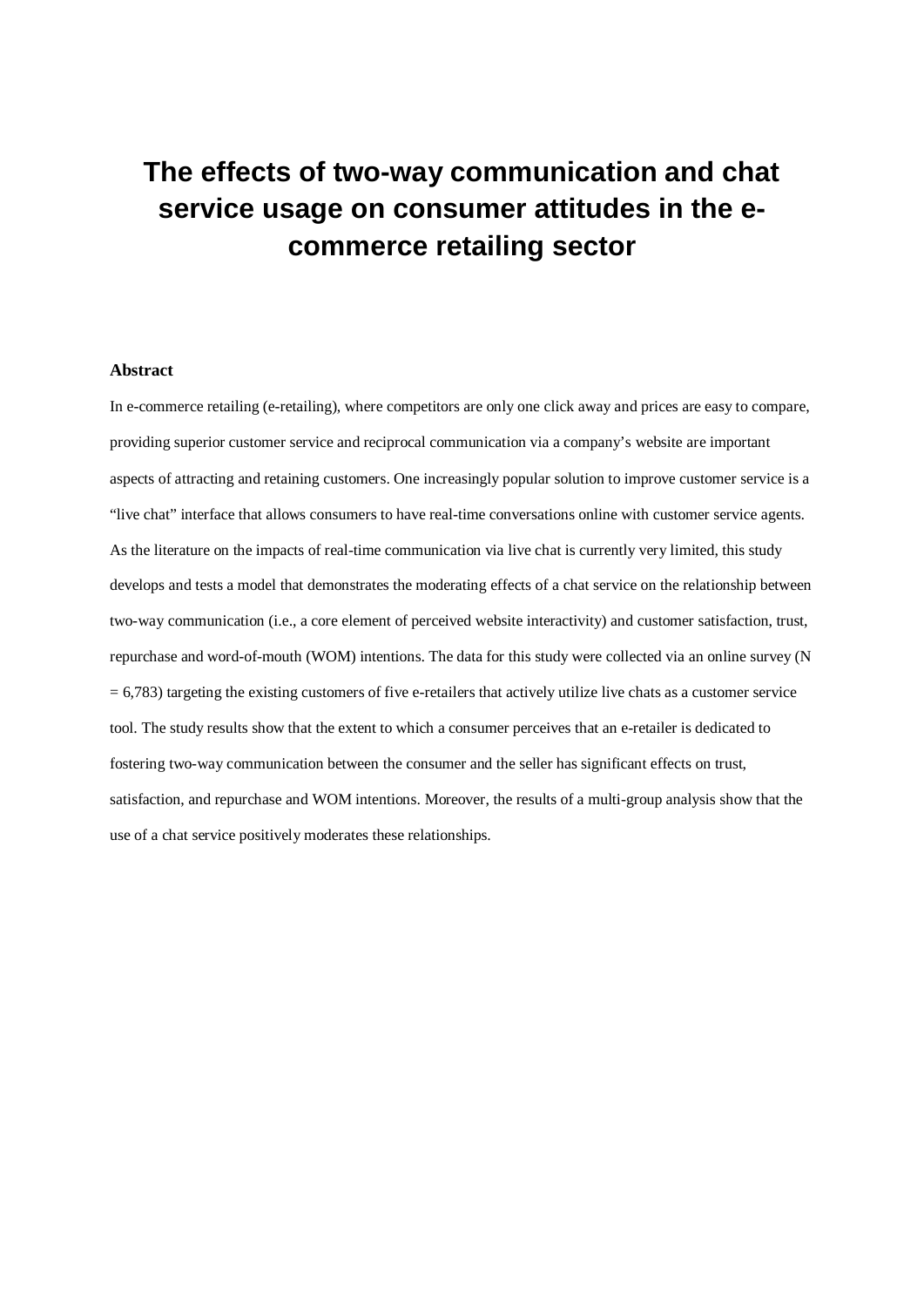# The effects of two-way communication and chat service usage on consumer attitudes in the e-commerce retailing sector

**Abstract**

In e-commerce retailing (e-retailing), where competitors are only one click away and prices are easy to compare, providing superior customer service and reciprocal communication via a company's website are important aspects of attracting and retaining customers. One increasingly popular solution to improve customer service is a "live chat" interface that allows consumers to have real-time conversations online with customer service agents. As the literature on the impacts of real-time communication via live chat is currently very limited, this study develops and tests a model that demonstrates the moderating effects of a chat service on the relationship between two-way communication (i.e., a core element of perceived website interactivity) and customer satisfaction, trust, repurchase and word-of-mouth (WOM) intentions. The data for this study were collected via an online survey (N = 6,783) targeting the existing customers of five e-retailers that actively utilize live chats as a customer service tool. The study results show that the extent to which a consumer perceives that an e-retailer is dedicated to fostering two-way communication between the consumer and the seller has significant effects on trust, satisfaction, and repurchase and WOM intentions. Moreover, the results of a multi-group analysis show that the use of a chat service positively moderates these relationships.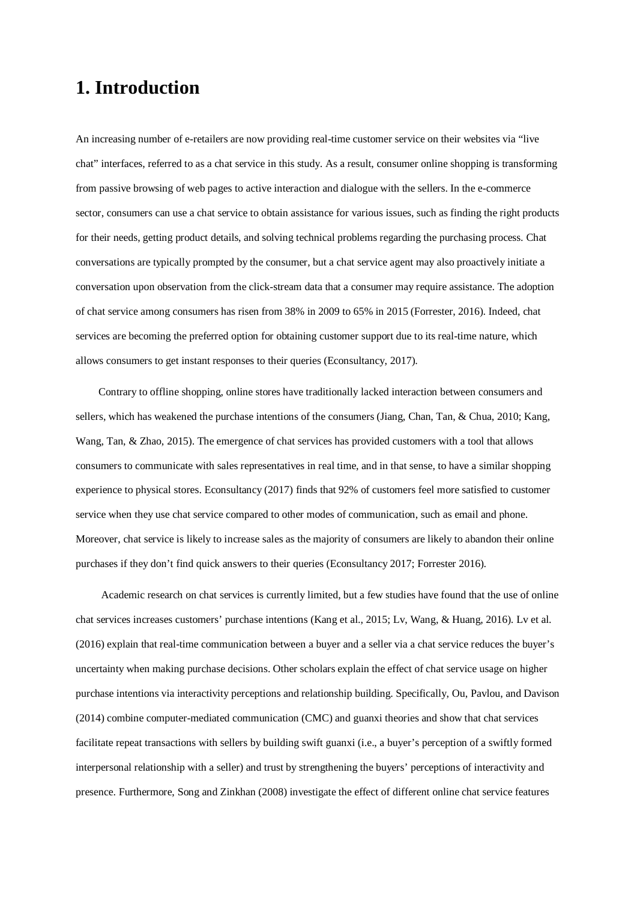# 1. Introduction

An increasing number of e-retailers are now providing real-time customer service on their websites via "live chat" interfaces, referred to as a chat service in this study. As a result, consumer online shopping is transforming from passive browsing of web pages to active interaction and dialogue with the sellers. In the e-commerce sector, consumers can use a chat service to obtain assistance for various issues, such as finding the right products for their needs, getting product details, and solving technical problems regarding the purchasing process. Chat conversations are typically prompted by the consumer, but a chat service agent may also proactively initiate a conversation upon observation from the click-stream data that a consumer may require assistance. The adoption of chat service among consumers has risen from 38% in 2009 to 65% in 2015 (Forrester, 2016). Indeed, chat services are becoming the preferred option for obtaining customer support due to its real-time nature, which allows consumers to get instant responses to their queries (Econsultancy, 2017).

Contrary to offline shopping, online stores have traditionally lacked interaction between consumers and sellers, which has weakened the purchase intentions of the consumers (Jiang, Chan, Tan, & Chua, 2010; Kang, Wang, Tan, & Zhao, 2015). The emergence of chat services has provided customers with a tool that allows consumers to communicate with sales representatives in real time, and in that sense, to have a similar shopping experience to physical stores. Econsultancy (2017) finds that 92% of customers feel more satisfied to customer service when they use chat service compared to other modes of communication, such as email and phone. Moreover, chat service is likely to increase sales as the majority of consumers are likely to abandon their online purchases if they don't find quick answers to their queries (Econsultancy 2017; Forrester 2016).

Academic research on chat services is currently limited, but a few studies have found that the use of online chat services increases customers' purchase intentions (Kang et al., 2015; Lv, Wang, & Huang, 2016). Lv et al. (2016) explain that real-time communication between a buyer and a seller via a chat service reduces the buyer's uncertainty when making purchase decisions. Other scholars explain the effect of chat service usage on higher purchase intentions via interactivity perceptions and relationship building. Specifically, Ou, Pavlou, and Davison (2014) combine computer-mediated communication (CMC) and guanxi theories and show that chat services facilitate repeat transactions with sellers by building swift guanxi (i.e., a buyer's perception of a swiftly formed interpersonal relationship with a seller) and trust by strengthening the buyers' perceptions of interactivity and presence. Furthermore, Song and Zinkhan (2008) investigate the effect of different online chat service features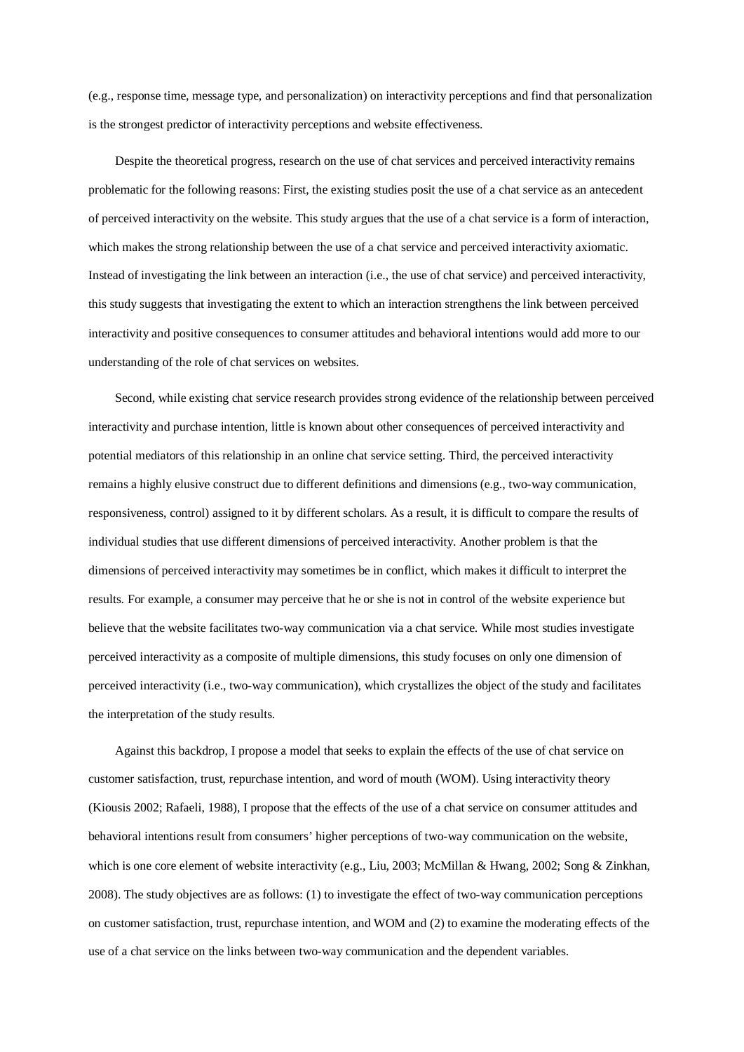(e.g., response time, message type, and personalization) on interactivity perceptions and find that personalization is the strongest predictor of interactivity perceptions and website effectiveness.

Despite the theoretical progress, research on the use of chat services and perceived interactivity remains problematic for the following reasons: First, the existing studies posit the use of a chat service as an antecedent of perceived interactivity on the website. This study argues that the use of a chat service is a form of interaction, which makes the strong relationship between the use of a chat service and perceived interactivity axiomatic. Instead of investigating the link between an interaction (i.e., the use of chat service) and perceived interactivity, this study suggests that investigating the extent to which an interaction strengthens the link between perceived interactivity and positive consequences to consumer attitudes and behavioral intentions would add more to our understanding of the role of chat services on websites.

Second, while existing chat service research provides strong evidence of the relationship between perceived interactivity and purchase intention, little is known about other consequences of perceived interactivity and potential mediators of this relationship in an online chat service setting. Third, the perceived interactivity remains a highly elusive construct due to different definitions and dimensions (e.g., two-way communication, responsiveness, control) assigned to it by different scholars. As a result, it is difficult to compare the results of individual studies that use different dimensions of perceived interactivity. Another problem is that the dimensions of perceived interactivity may sometimes be in conflict, which makes it difficult to interpret the results. For example, a consumer may perceive that he or she is not in control of the website experience but believe that the website facilitates two-way communication via a chat service. While most studies investigate perceived interactivity as a composite of multiple dimensions, this study focuses on only one dimension of perceived interactivity (i.e., two-way communication), which crystallizes the object of the study and facilitates the interpretation of the study results.

Against this backdrop, I propose a model that seeks to explain the effects of the use of chat service on customer satisfaction, trust, repurchase intention, and word of mouth (WOM). Using interactivity theory (Kiousis 2002; Rafaeli, 1988), I propose that the effects of the use of a chat service on consumer attitudes and behavioral intentions result from consumers' higher perceptions of two-way communication on the website, which is one core element of website interactivity (e.g., Liu, 2003; McMillan & Hwang, 2002; Song & Zinkhan, 2008). The study objectives are as follows: (1) to investigate the effect of two-way communication perceptions on customer satisfaction, trust, repurchase intention, and WOM and (2) to examine the moderating effects of the use of a chat service on the links between two-way communication and the dependent variables.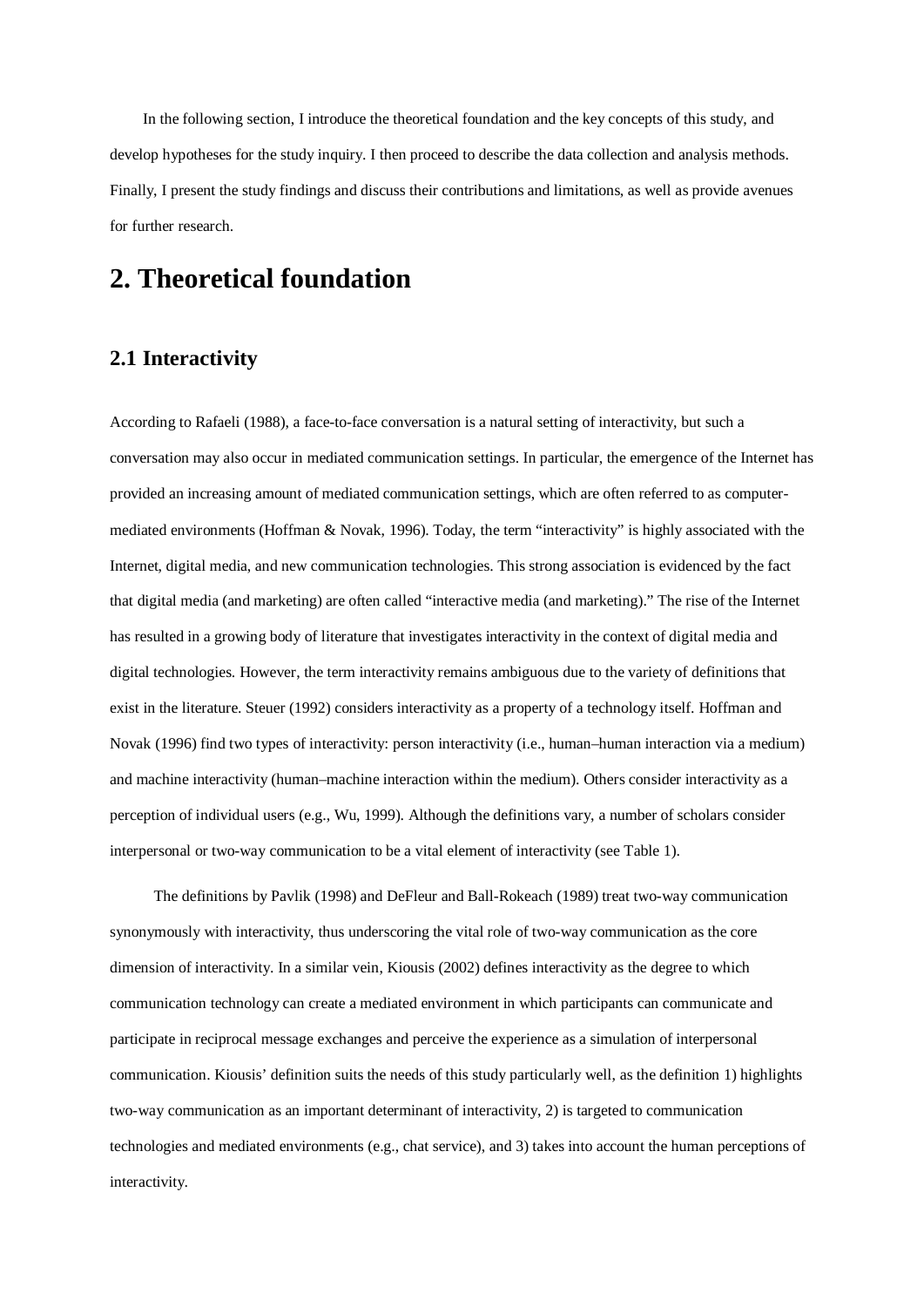In the following section, I introduce the theoretical foundation and the key concepts of this study, and develop hypotheses for the study inquiry. I then proceed to describe the data collection and analysis methods. Finally, I present the study findings and discuss their contributions and limitations, as well as provide avenues for further research.

# 2. Theoretical foundation

## 2.1 Interactivity

According to Rafaeli (1988), a face-to-face conversation is a natural setting of interactivity, but such a conversation may also occur in mediated communication settings. In particular, the emergence of the Internet has provided an increasing amount of mediated communication settings, which are often referred to as computer-mediated environments (Hoffman & Novak, 1996). Today, the term "interactivity" is highly associated with the Internet, digital media, and new communication technologies. This strong association is evidenced by the fact that digital media (and marketing) are often called "interactive media (and marketing)." The rise of the Internet has resulted in a growing body of literature that investigates interactivity in the context of digital media and digital technologies. However, the term interactivity remains ambiguous due to the variety of definitions that exist in the literature. Steuer (1992) considers interactivity as a property of a technology itself. Hoffman and Novak (1996) find two types of interactivity: person interactivity (i.e., human–human interaction via a medium) and machine interactivity (human–machine interaction within the medium). Others consider interactivity as a perception of individual users (e.g., Wu, 1999). Although the definitions vary, a number of scholars consider interpersonal or two-way communication to be a vital element of interactivity (see Table 1).

The definitions by Pavlik (1998) and DeFleur and Ball-Rokeach (1989) treat two-way communication synonymously with interactivity, thus underscoring the vital role of two-way communication as the core dimension of interactivity. In a similar vein, Kiousis (2002) defines interactivity as the degree to which communication technology can create a mediated environment in which participants can communicate and participate in reciprocal message exchanges and perceive the experience as a simulation of interpersonal communication. Kiousis' definition suits the needs of this study particularly well, as the definition 1) highlights two-way communication as an important determinant of interactivity, 2) is targeted to communication technologies and mediated environments (e.g., chat service), and 3) takes into account the human perceptions of interactivity.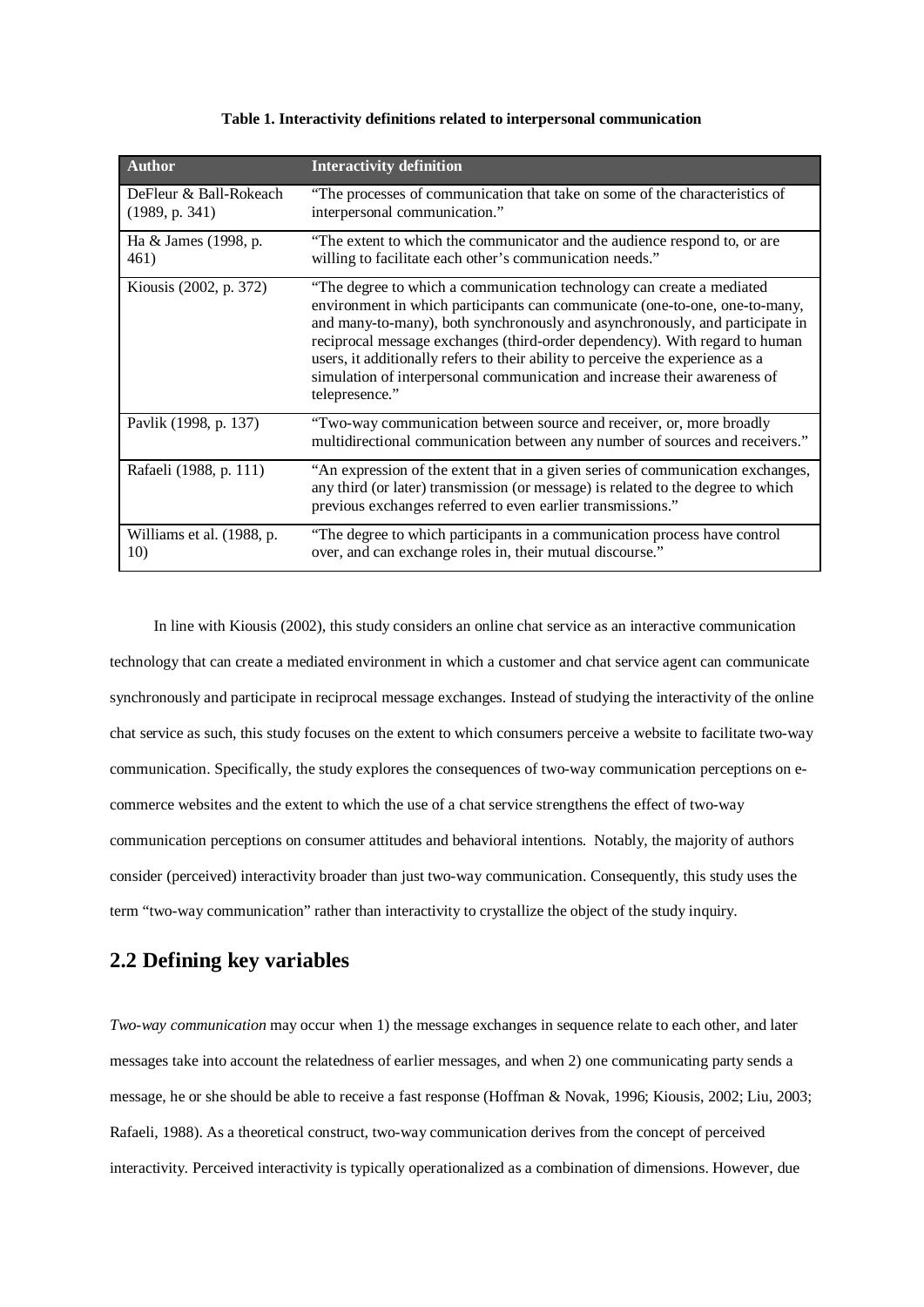**Table 1. Interactivity definitions related to interpersonal communication**

| Author | Interactivity definition |
|---|---|
| DeFleur & Ball-Rokeach (1989, p. 341) | "The processes of communication that take on some of the characteristics of interpersonal communication." |
| Ha & James (1998, p. 461) | "The extent to which the communicator and the audience respond to, or are willing to facilitate each other's communication needs." |
| Kiousis (2002, p. 372) | "The degree to which a communication technology can create a mediated environment in which participants can communicate (one-to-one, one-to-many, and many-to-many), both synchronously and asynchronously, and participate in reciprocal message exchanges (third-order dependency). With regard to human users, it additionally refers to their ability to perceive the experience as a simulation of interpersonal communication and increase their awareness of telepresence." |
| Pavlik (1998, p. 137) | "Two-way communication between source and receiver, or, more broadly multidirectional communication between any number of sources and receivers." |
| Rafaeli (1988, p. 111) | "An expression of the extent that in a given series of communication exchanges, any third (or later) transmission (or message) is related to the degree to which previous exchanges referred to even earlier transmissions." |
| Williams et al. (1988, p. 10) | "The degree to which participants in a communication process have control over, and can exchange roles in, their mutual discourse." |

In line with Kiousis (2002), this study considers an online chat service as an interactive communication technology that can create a mediated environment in which a customer and chat service agent can communicate synchronously and participate in reciprocal message exchanges. Instead of studying the interactivity of the online chat service as such, this study focuses on the extent to which consumers perceive a website to facilitate two-way communication. Specifically, the study explores the consequences of two-way communication perceptions on e-commerce websites and the extent to which the use of a chat service strengthens the effect of two-way communication perceptions on consumer attitudes and behavioral intentions. Notably, the majority of authors consider (perceived) interactivity broader than just two-way communication. Consequently, this study uses the term "two-way communication" rather than interactivity to crystallize the object of the study inquiry.

## 2.2 Defining key variables

*Two-way communication* may occur when 1) the message exchanges in sequence relate to each other, and later messages take into account the relatedness of earlier messages, and when 2) one communicating party sends a message, he or she should be able to receive a fast response (Hoffman & Novak, 1996; Kiousis, 2002; Liu, 2003; Rafaeli, 1988). As a theoretical construct, two-way communication derives from the concept of perceived interactivity. Perceived interactivity is typically operationalized as a combination of dimensions. However, due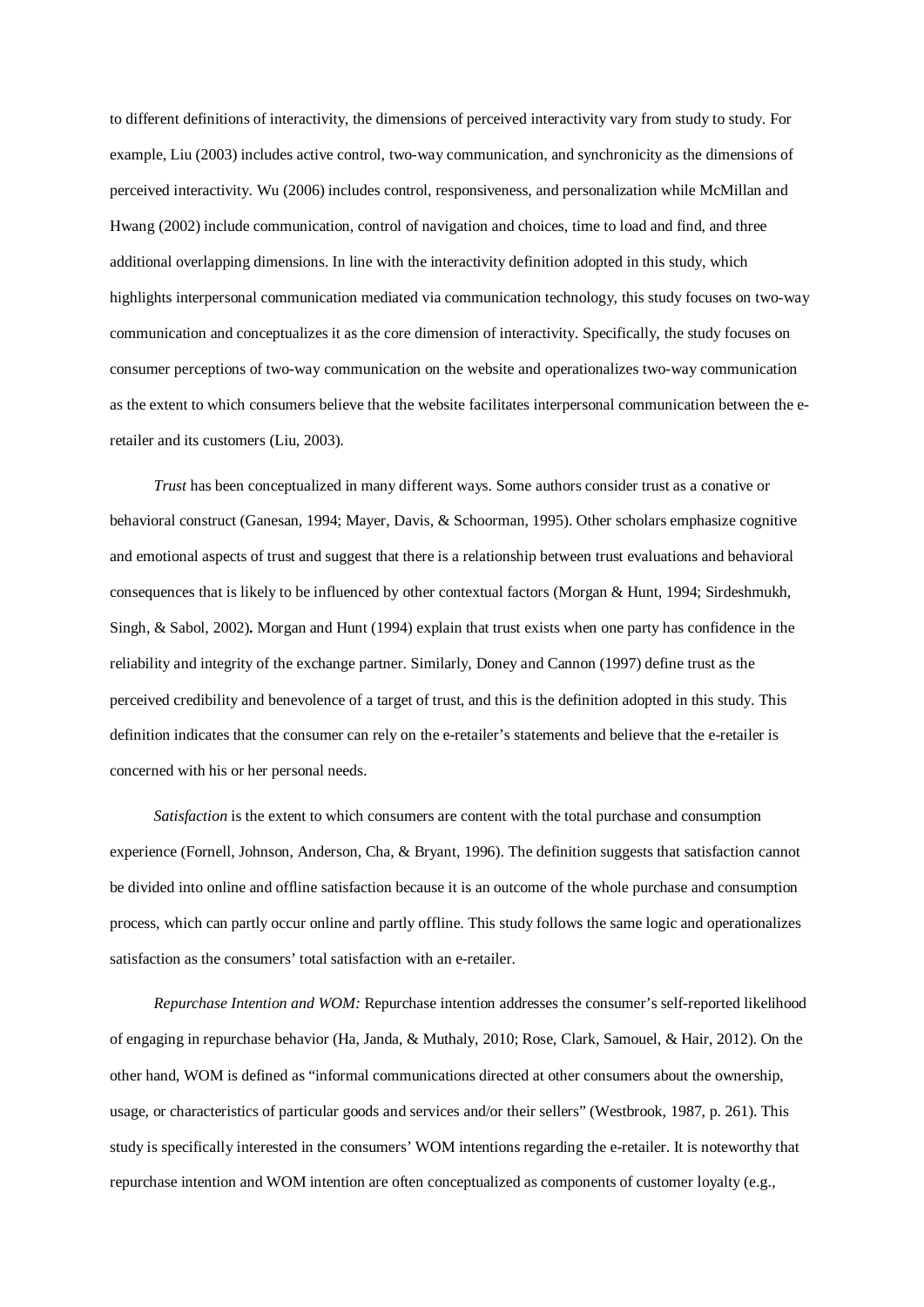to different definitions of interactivity, the dimensions of perceived interactivity vary from study to study. For example, Liu (2003) includes active control, two-way communication, and synchronicity as the dimensions of perceived interactivity. Wu (2006) includes control, responsiveness, and personalization while McMillan and Hwang (2002) include communication, control of navigation and choices, time to load and find, and three additional overlapping dimensions. In line with the interactivity definition adopted in this study, which highlights interpersonal communication mediated via communication technology, this study focuses on two-way communication and conceptualizes it as the core dimension of interactivity. Specifically, the study focuses on consumer perceptions of two-way communication on the website and operationalizes two-way communication as the extent to which consumers believe that the website facilitates interpersonal communication between the e-retailer and its customers (Liu, 2003).

*Trust* has been conceptualized in many different ways. Some authors consider trust as a conative or behavioral construct (Ganesan, 1994; Mayer, Davis, & Schoorman, 1995). Other scholars emphasize cognitive and emotional aspects of trust and suggest that there is a relationship between trust evaluations and behavioral consequences that is likely to be influenced by other contextual factors (Morgan & Hunt, 1994; Sirdeshmukh, Singh, & Sabol, 2002). Morgan and Hunt (1994) explain that trust exists when one party has confidence in the reliability and integrity of the exchange partner. Similarly, Doney and Cannon (1997) define trust as the perceived credibility and benevolence of a target of trust, and this is the definition adopted in this study. This definition indicates that the consumer can rely on the e-retailer's statements and believe that the e-retailer is concerned with his or her personal needs.

*Satisfaction* is the extent to which consumers are content with the total purchase and consumption experience (Fornell, Johnson, Anderson, Cha, & Bryant, 1996). The definition suggests that satisfaction cannot be divided into online and offline satisfaction because it is an outcome of the whole purchase and consumption process, which can partly occur online and partly offline. This study follows the same logic and operationalizes satisfaction as the consumers' total satisfaction with an e-retailer.

*Repurchase Intention and WOM:* Repurchase intention addresses the consumer's self-reported likelihood of engaging in repurchase behavior (Ha, Janda, & Muthaly, 2010; Rose, Clark, Samouel, & Hair, 2012). On the other hand, WOM is defined as "informal communications directed at other consumers about the ownership, usage, or characteristics of particular goods and services and/or their sellers" (Westbrook, 1987, p. 261). This study is specifically interested in the consumers' WOM intentions regarding the e-retailer. It is noteworthy that repurchase intention and WOM intention are often conceptualized as components of customer loyalty (e.g.,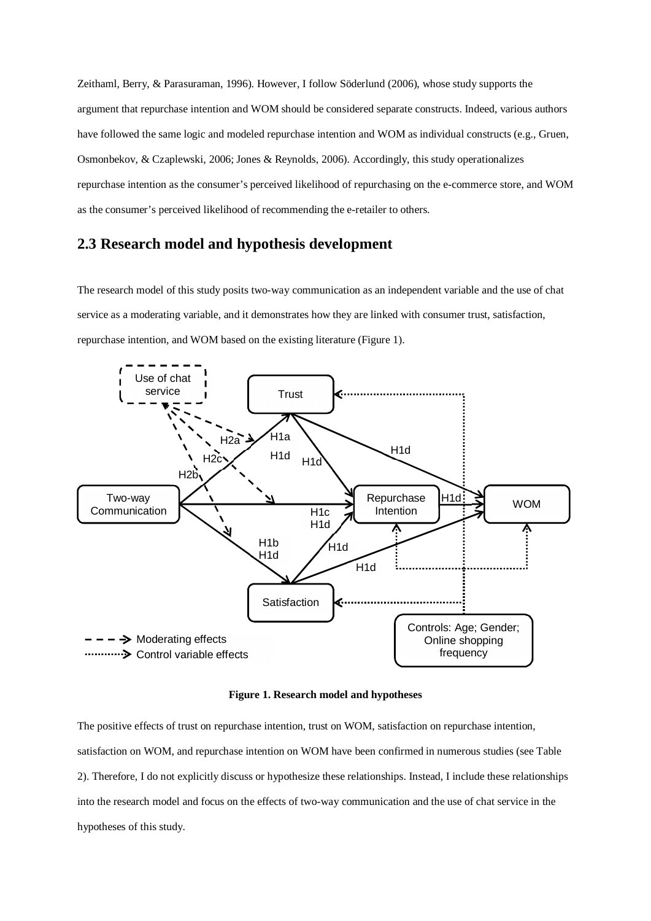Zeithaml, Berry, & Parasuraman, 1996). However, I follow Söderlund (2006), whose study supports the argument that repurchase intention and WOM should be considered separate constructs. Indeed, various authors have followed the same logic and modeled repurchase intention and WOM as individual constructs (e.g., Gruen, Osmonbekov, & Czaplewski, 2006; Jones & Reynolds, 2006). Accordingly, this study operationalizes repurchase intention as the consumer's perceived likelihood of repurchasing on the e-commerce store, and WOM as the consumer's perceived likelihood of recommending the e-retailer to others.

## 2.3 Research model and hypothesis development

The research model of this study posits two-way communication as an independent variable and the use of chat service as a moderating variable, and it demonstrates how they are linked with consumer trust, satisfaction, repurchase intention, and WOM based on the existing literature (Figure 1).

**Figure 1. Research model and hypotheses**

The positive effects of trust on repurchase intention, trust on WOM, satisfaction on repurchase intention, satisfaction on WOM, and repurchase intention on WOM have been confirmed in numerous studies (see Table 2). Therefore, I do not explicitly discuss or hypothesize these relationships. Instead, I include these relationships into the research model and focus on the effects of two-way communication and the use of chat service in the hypotheses of this study.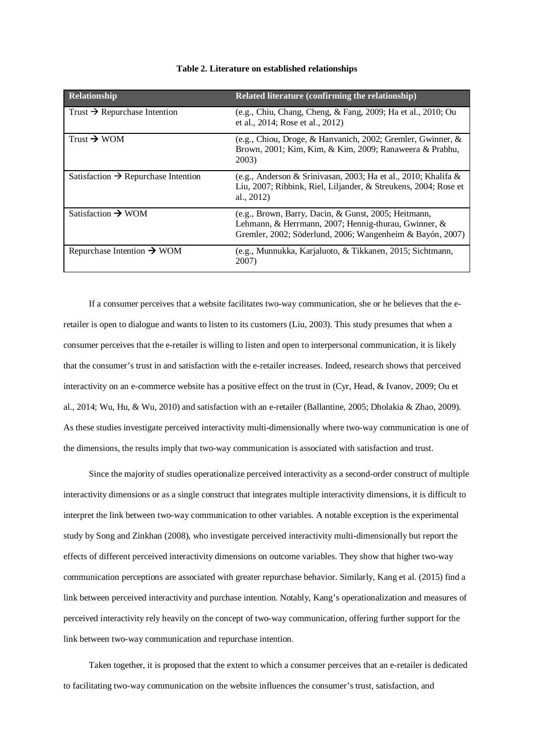**Table 2. Literature on established relationships**

| Relationship | Related literature (confirming the relationship) |
|---|---|
| Trust → Repurchase Intention | (e.g., Chiu, Chang, Cheng, & Fang, 2009; Ha et al., 2010; Ou et al., 2014; Rose et al., 2012) |
| Trust → WOM | (e.g., Chiou, Droge, & Hanvanich, 2002; Gremler, Gwinner, & Brown, 2001; Kim, Kim, & Kim, 2009; Ranaweera & Prabhu, 2003) |
| Satisfaction → Repurchase Intention | (e.g., Anderson & Srinivasan, 2003; Ha et al., 2010; Khalifa & Liu, 2007; Ribbink, Riel, Liljander, & Streukens, 2004; Rose et al., 2012) |
| Satisfaction → WOM | (e.g., Brown, Barry, Dacin, & Gunst, 2005; Heitmann, Lehmann, & Herrmann, 2007; Hennig-thurau, Gwinner, & Gremler, 2002; Söderlund, 2006; Wangenheim & Bayón, 2007) |
| Repurchase Intention → WOM | (e.g., Munnukka, Karjaluoto, & Tikkanen, 2015; Sichtmann, 2007) |

If a consumer perceives that a website facilitates two-way communication, she or he believes that the e-retailer is open to dialogue and wants to listen to its customers (Liu, 2003). This study presumes that when a consumer perceives that the e-retailer is willing to listen and open to interpersonal communication, it is likely that the consumer's trust in and satisfaction with the e-retailer increases. Indeed, research shows that perceived interactivity on an e-commerce website has a positive effect on the trust in (Cyr, Head, & Ivanov, 2009; Ou et al., 2014; Wu, Hu, & Wu, 2010) and satisfaction with an e-retailer (Ballantine, 2005; Dholakia & Zhao, 2009). As these studies investigate perceived interactivity multi-dimensionally where two-way communication is one of the dimensions, the results imply that two-way communication is associated with satisfaction and trust.

Since the majority of studies operationalize perceived interactivity as a second-order construct of multiple interactivity dimensions or as a single construct that integrates multiple interactivity dimensions, it is difficult to interpret the link between two-way communication to other variables. A notable exception is the experimental study by Song and Zinkhan (2008), who investigate perceived interactivity multi-dimensionally but report the effects of different perceived interactivity dimensions on outcome variables. They show that higher two-way communication perceptions are associated with greater repurchase behavior. Similarly, Kang et al. (2015) find a link between perceived interactivity and purchase intention. Notably, Kang's operationalization and measures of perceived interactivity rely heavily on the concept of two-way communication, offering further support for the link between two-way communication and repurchase intention.

Taken together, it is proposed that the extent to which a consumer perceives that an e-retailer is dedicated to facilitating two-way communication on the website influences the consumer's trust, satisfaction, and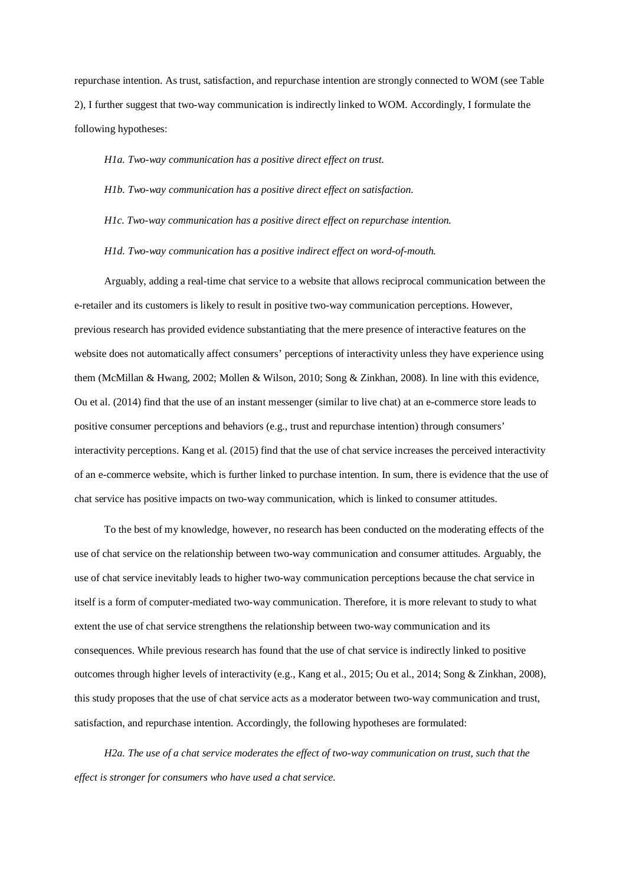repurchase intention. As trust, satisfaction, and repurchase intention are strongly connected to WOM (see Table 2), I further suggest that two-way communication is indirectly linked to WOM. Accordingly, I formulate the following hypotheses:

*H1a. Two-way communication has a positive direct effect on trust.*

*H1b. Two-way communication has a positive direct effect on satisfaction.*

*H1c. Two-way communication has a positive direct effect on repurchase intention.*

*H1d. Two-way communication has a positive indirect effect on word-of-mouth.*

Arguably, adding a real-time chat service to a website that allows reciprocal communication between the e-retailer and its customers is likely to result in positive two-way communication perceptions. However, previous research has provided evidence substantiating that the mere presence of interactive features on the website does not automatically affect consumers' perceptions of interactivity unless they have experience using them (McMillan & Hwang, 2002; Mollen & Wilson, 2010; Song & Zinkhan, 2008). In line with this evidence, Ou et al. (2014) find that the use of an instant messenger (similar to live chat) at an e-commerce store leads to positive consumer perceptions and behaviors (e.g., trust and repurchase intention) through consumers' interactivity perceptions. Kang et al. (2015) find that the use of chat service increases the perceived interactivity of an e-commerce website, which is further linked to purchase intention. In sum, there is evidence that the use of chat service has positive impacts on two-way communication, which is linked to consumer attitudes.

To the best of my knowledge, however, no research has been conducted on the moderating effects of the use of chat service on the relationship between two-way communication and consumer attitudes. Arguably, the use of chat service inevitably leads to higher two-way communication perceptions because the chat service in itself is a form of computer-mediated two-way communication. Therefore, it is more relevant to study to what extent the use of chat service strengthens the relationship between two-way communication and its consequences. While previous research has found that the use of chat service is indirectly linked to positive outcomes through higher levels of interactivity (e.g., Kang et al., 2015; Ou et al., 2014; Song & Zinkhan, 2008), this study proposes that the use of chat service acts as a moderator between two-way communication and trust, satisfaction, and repurchase intention. Accordingly, the following hypotheses are formulated:

*H2a. The use of a chat service moderates the effect of two-way communication on trust, such that the effect is stronger for consumers who have used a chat service.*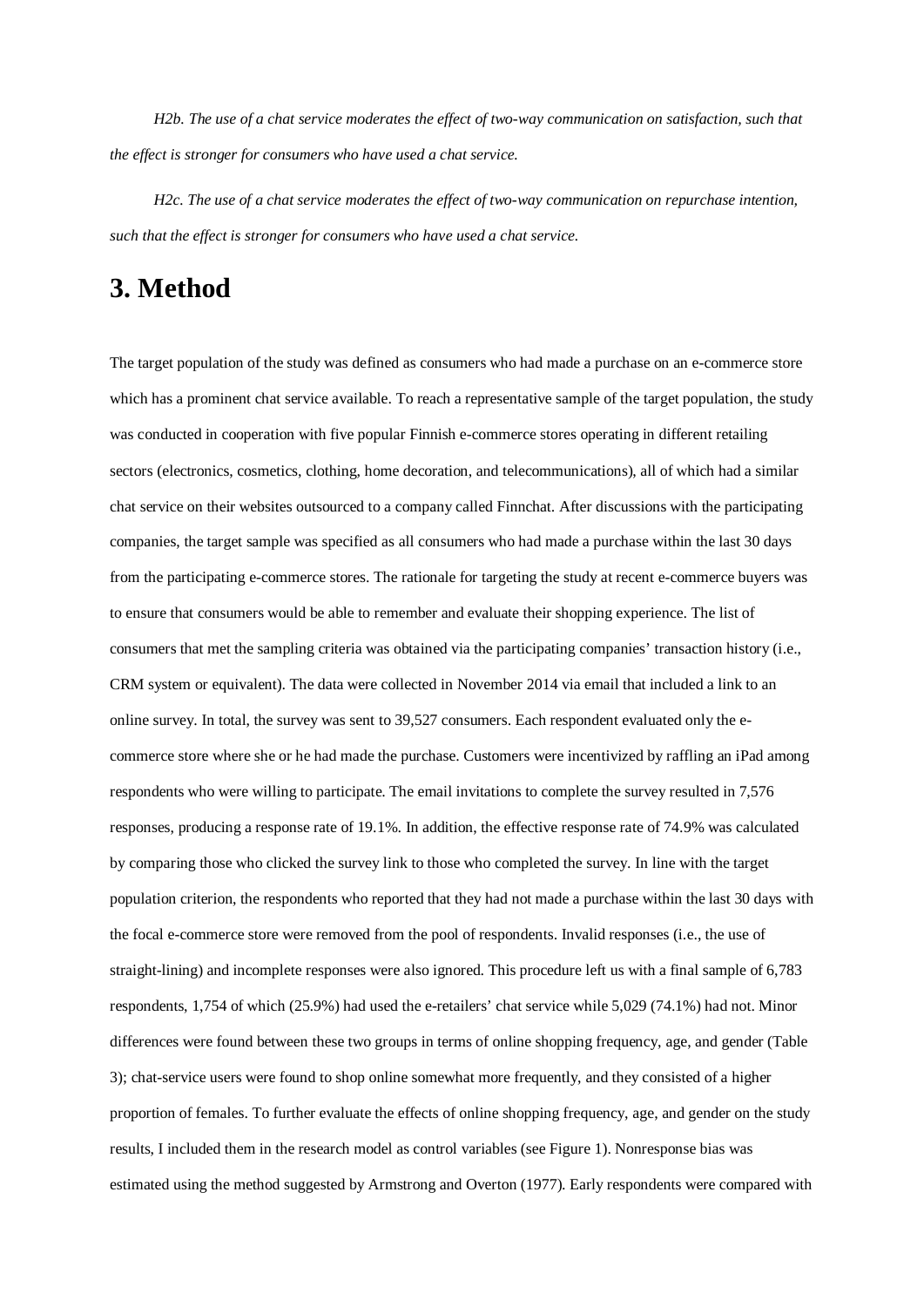*H2b. The use of a chat service moderates the effect of two-way communication on satisfaction, such that the effect is stronger for consumers who have used a chat service.*

*H2c. The use of a chat service moderates the effect of two-way communication on repurchase intention, such that the effect is stronger for consumers who have used a chat service.*

# 3. Method

The target population of the study was defined as consumers who had made a purchase on an e-commerce store which has a prominent chat service available. To reach a representative sample of the target population, the study was conducted in cooperation with five popular Finnish e-commerce stores operating in different retailing sectors (electronics, cosmetics, clothing, home decoration, and telecommunications), all of which had a similar chat service on their websites outsourced to a company called Finnchat. After discussions with the participating companies, the target sample was specified as all consumers who had made a purchase within the last 30 days from the participating e-commerce stores. The rationale for targeting the study at recent e-commerce buyers was to ensure that consumers would be able to remember and evaluate their shopping experience. The list of consumers that met the sampling criteria was obtained via the participating companies' transaction history (i.e., CRM system or equivalent). The data were collected in November 2014 via email that included a link to an online survey. In total, the survey was sent to 39,527 consumers. Each respondent evaluated only the e-commerce store where she or he had made the purchase. Customers were incentivized by raffling an iPad among respondents who were willing to participate. The email invitations to complete the survey resulted in 7,576 responses, producing a response rate of 19.1%. In addition, the effective response rate of 74.9% was calculated by comparing those who clicked the survey link to those who completed the survey. In line with the target population criterion, the respondents who reported that they had not made a purchase within the last 30 days with the focal e-commerce store were removed from the pool of respondents. Invalid responses (i.e., the use of straight-lining) and incomplete responses were also ignored. This procedure left us with a final sample of 6,783 respondents, 1,754 of which (25.9%) had used the e-retailers' chat service while 5,029 (74.1%) had not. Minor differences were found between these two groups in terms of online shopping frequency, age, and gender (Table 3); chat-service users were found to shop online somewhat more frequently, and they consisted of a higher proportion of females. To further evaluate the effects of online shopping frequency, age, and gender on the study results, I included them in the research model as control variables (see Figure 1). Nonresponse bias was estimated using the method suggested by Armstrong and Overton (1977). Early respondents were compared with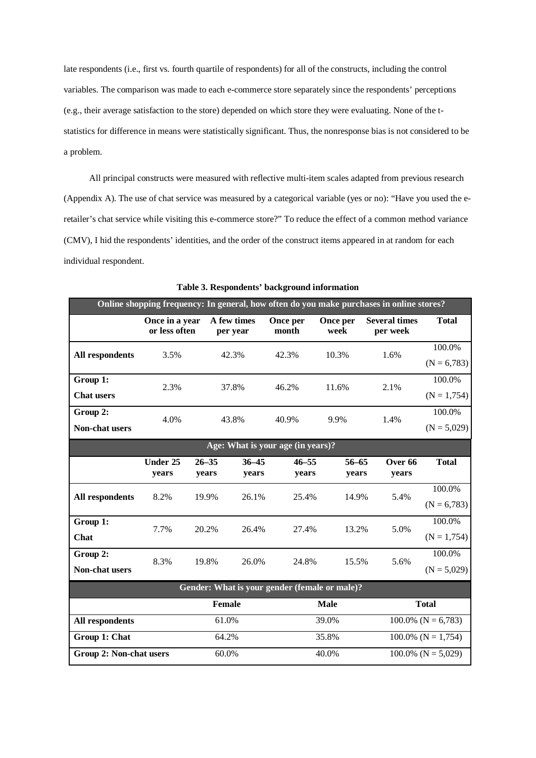late respondents (i.e., first vs. fourth quartile of respondents) for all of the constructs, including the control variables. The comparison was made to each e-commerce store separately since the respondents' perceptions (e.g., their average satisfaction to the store) depended on which store they were evaluating. None of the t-statistics for difference in means were statistically significant. Thus, the nonresponse bias is not considered to be a problem.

All principal constructs were measured with reflective multi-item scales adapted from previous research (Appendix A). The use of chat service was measured by a categorical variable (yes or no): "Have you used the e-retailer's chat service while visiting this e-commerce store?" To reduce the effect of a common method variance (CMV), I hid the respondents' identities, and the order of the construct items appeared in at random for each individual respondent.

**Table 3. Respondents' background information**

| **Online shopping frequency: In general, how often do you make purchases in online stores?** | | | | | | |
|---|---|---|---|---|---|---|
| | **Once in a year or less often** | **A few times per year** | **Once per month** | **Once per week** | **Several times per week** | **Total** |
| **All respondents** | 3.5% | 42.3% | 42.3% | 10.3% | 1.6% | 100.0% (N = 6,783) |
| **Group 1: Chat users** | 2.3% | 37.8% | 46.2% | 11.6% | 2.1% | 100.0% (N = 1,754) |
| **Group 2: Non-chat users** | 4.0% | 43.8% | 40.9% | 9.9% | 1.4% | 100.0% (N = 5,029) |

| **Age: What is your age (in years)?** | | | | | | | |
|---|---|---|---|---|---|---|---|
| | **Under 25 years** | **26–35 years** | **36–45 years** | **46–55 years** | **56–65 years** | **Over 66 years** | **Total** |
| **All respondents** | 8.2% | 19.9% | 26.1% | 25.4% | 14.9% | 5.4% | 100.0% (N = 6,783) |
| **Group 1: Chat** | 7.7% | 20.2% | 26.4% | 27.4% | 13.2% | 5.0% | 100.0% (N = 1,754) |
| **Group 2: Non-chat users** | 8.3% | 19.8% | 26.0% | 24.8% | 15.5% | 5.6% | 100.0% (N = 5,029) |

| **Gender: What is your gender (female or male)?** | | | |
|---|---|---|---|
| | **Female** | **Male** | **Total** |
| **All respondents** | 61.0% | 39.0% | 100.0% (N = 6,783) |
| **Group 1: Chat** | 64.2% | 35.8% | 100.0% (N = 1,754) |
| **Group 2: Non-chat users** | 60.0% | 40.0% | 100.0% (N = 5,029) |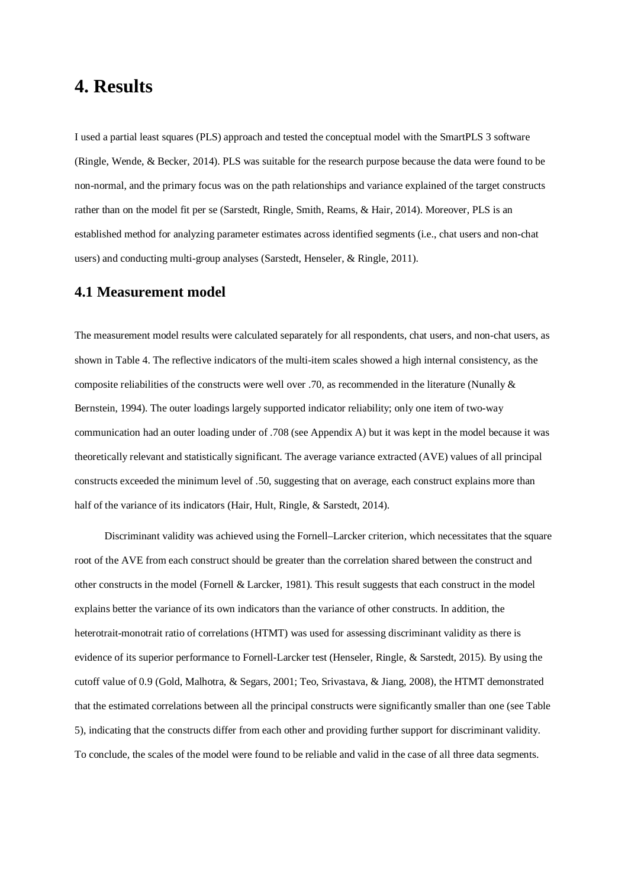# 4. Results

I used a partial least squares (PLS) approach and tested the conceptual model with the SmartPLS 3 software (Ringle, Wende, & Becker, 2014). PLS was suitable for the research purpose because the data were found to be non-normal, and the primary focus was on the path relationships and variance explained of the target constructs rather than on the model fit per se (Sarstedt, Ringle, Smith, Reams, & Hair, 2014). Moreover, PLS is an established method for analyzing parameter estimates across identified segments (i.e., chat users and non-chat users) and conducting multi-group analyses (Sarstedt, Henseler, & Ringle, 2011).

## 4.1 Measurement model

The measurement model results were calculated separately for all respondents, chat users, and non-chat users, as shown in Table 4. The reflective indicators of the multi-item scales showed a high internal consistency, as the composite reliabilities of the constructs were well over .70, as recommended in the literature (Nunally & Bernstein, 1994). The outer loadings largely supported indicator reliability; only one item of two-way communication had an outer loading under of .708 (see Appendix A) but it was kept in the model because it was theoretically relevant and statistically significant. The average variance extracted (AVE) values of all principal constructs exceeded the minimum level of .50, suggesting that on average, each construct explains more than half of the variance of its indicators (Hair, Hult, Ringle, & Sarstedt, 2014).

Discriminant validity was achieved using the Fornell–Larcker criterion, which necessitates that the square root of the AVE from each construct should be greater than the correlation shared between the construct and other constructs in the model (Fornell & Larcker, 1981). This result suggests that each construct in the model explains better the variance of its own indicators than the variance of other constructs. In addition, the heterotrait-monotrait ratio of correlations (HTMT) was used for assessing discriminant validity as there is evidence of its superior performance to Fornell-Larcker test (Henseler, Ringle, & Sarstedt, 2015). By using the cutoff value of 0.9 (Gold, Malhotra, & Segars, 2001; Teo, Srivastava, & Jiang, 2008), the HTMT demonstrated that the estimated correlations between all the principal constructs were significantly smaller than one (see Table 5), indicating that the constructs differ from each other and providing further support for discriminant validity. To conclude, the scales of the model were found to be reliable and valid in the case of all three data segments.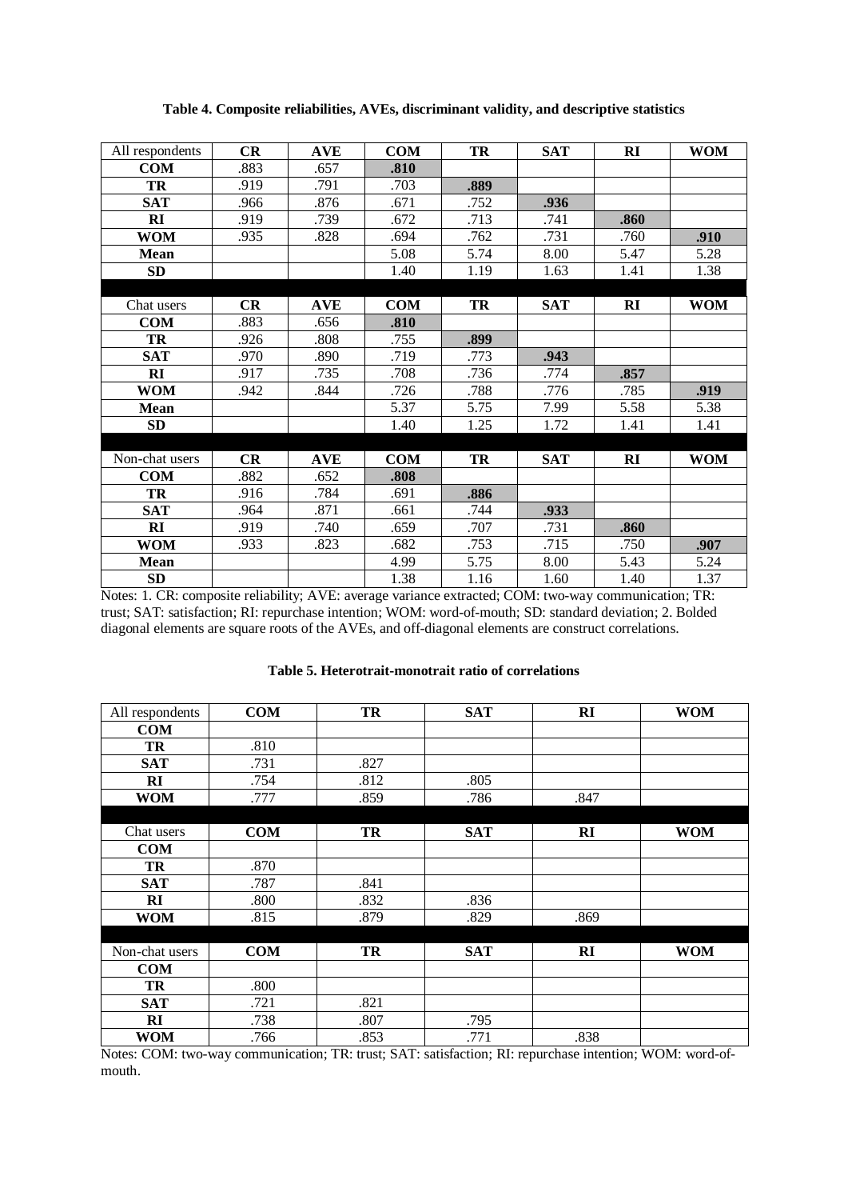**Table 4. Composite reliabilities, AVEs, discriminant validity, and descriptive statistics**

| All respondents | CR | AVE | COM | TR | SAT | RI | WOM |
|---|---|---|---|---|---|---|---|
| **COM** | .883 | .657 | **.810** | | | | |
| **TR** | .919 | .791 | .703 | **.889** | | | |
| **SAT** | .966 | .876 | .671 | .752 | **.936** | | |
| **RI** | .919 | .739 | .672 | .713 | .741 | **.860** | |
| **WOM** | .935 | .828 | .694 | .762 | .731 | .760 | **.910** |
| **Mean** | | | 5.08 | 5.74 | 8.00 | 5.47 | 5.28 |
| **SD** | | | 1.40 | 1.19 | 1.63 | 1.41 | 1.38 |
| Chat users | **CR** | **AVE** | **COM** | **TR** | **SAT** | **RI** | **WOM** |
| **COM** | .883 | .656 | **.810** | | | | |
| **TR** | .926 | .808 | .755 | **.899** | | | |
| **SAT** | .970 | .890 | .719 | .773 | **.943** | | |
| **RI** | .917 | .735 | .708 | .736 | .774 | **.857** | |
| **WOM** | .942 | .844 | .726 | .788 | .776 | .785 | **.919** |
| **Mean** | | | 5.37 | 5.75 | 7.99 | 5.58 | 5.38 |
| **SD** | | | 1.40 | 1.25 | 1.72 | 1.41 | 1.41 |
| Non-chat users | **CR** | **AVE** | **COM** | **TR** | **SAT** | **RI** | **WOM** |
| **COM** | .882 | .652 | **.808** | | | | |
| **TR** | .916 | .784 | .691 | **.886** | | | |
| **SAT** | .964 | .871 | .661 | .744 | **.933** | | |
| **RI** | .919 | .740 | .659 | .707 | .731 | **.860** | |
| **WOM** | .933 | .823 | .682 | .753 | .715 | .750 | **.907** |
| **Mean** | | | 4.99 | 5.75 | 8.00 | 5.43 | 5.24 |
| **SD** | | | 1.38 | 1.16 | 1.60 | 1.40 | 1.37 |

Notes: 1. CR: composite reliability; AVE: average variance extracted; COM: two-way communication; TR: trust; SAT: satisfaction; RI: repurchase intention; WOM: word-of-mouth; SD: standard deviation; 2. Bolded diagonal elements are square roots of the AVEs, and off-diagonal elements are construct correlations.

**Table 5. Heterotrait-monotrait ratio of correlations**

| All respondents | COM | TR | SAT | RI | WOM |
|---|---|---|---|---|---|
| **COM** | | | | | |
| **TR** | .810 | | | | |
| **SAT** | .731 | .827 | | | |
| **RI** | .754 | .812 | .805 | | |
| **WOM** | .777 | .859 | .786 | .847 | |
| Chat users | **COM** | **TR** | **SAT** | **RI** | **WOM** |
| **COM** | | | | | |
| **TR** | .870 | | | | |
| **SAT** | .787 | .841 | | | |
| **RI** | .800 | .832 | .836 | | |
| **WOM** | .815 | .879 | .829 | .869 | |
| Non-chat users | **COM** | **TR** | **SAT** | **RI** | **WOM** |
| **COM** | | | | | |
| **TR** | .800 | | | | |
| **SAT** | .721 | .821 | | | |
| **RI** | .738 | .807 | .795 | | |
| **WOM** | .766 | .853 | .771 | .838 | |

Notes: COM: two-way communication; TR: trust; SAT: satisfaction; RI: repurchase intention; WOM: word-of-mouth.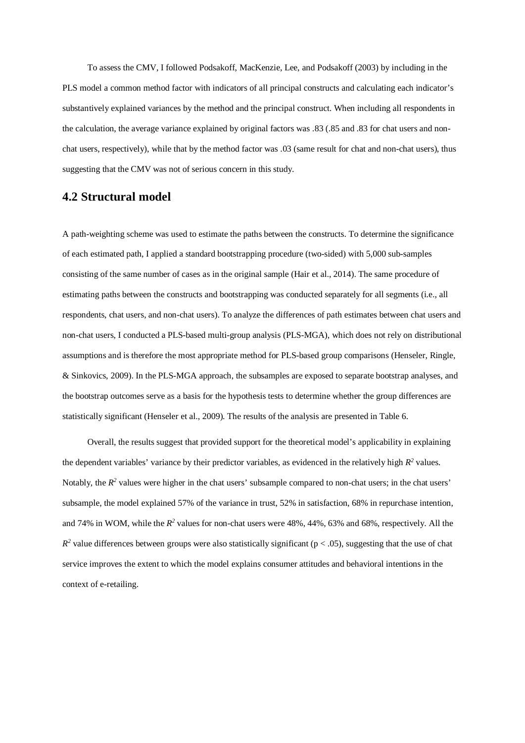To assess the CMV, I followed Podsakoff, MacKenzie, Lee, and Podsakoff (2003) by including in the PLS model a common method factor with indicators of all principal constructs and calculating each indicator's substantively explained variances by the method and the principal construct. When including all respondents in the calculation, the average variance explained by original factors was .83 (.85 and .83 for chat users and non-chat users, respectively), while that by the method factor was .03 (same result for chat and non-chat users), thus suggesting that the CMV was not of serious concern in this study.

## 4.2 Structural model

A path-weighting scheme was used to estimate the paths between the constructs. To determine the significance of each estimated path, I applied a standard bootstrapping procedure (two-sided) with 5,000 sub-samples consisting of the same number of cases as in the original sample (Hair et al., 2014). The same procedure of estimating paths between the constructs and bootstrapping was conducted separately for all segments (i.e., all respondents, chat users, and non-chat users). To analyze the differences of path estimates between chat users and non-chat users, I conducted a PLS-based multi-group analysis (PLS-MGA), which does not rely on distributional assumptions and is therefore the most appropriate method for PLS-based group comparisons (Henseler, Ringle, & Sinkovics, 2009). In the PLS-MGA approach, the subsamples are exposed to separate bootstrap analyses, and the bootstrap outcomes serve as a basis for the hypothesis tests to determine whether the group differences are statistically significant (Henseler et al., 2009). The results of the analysis are presented in Table 6.

Overall, the results suggest that provided support for the theoretical model's applicability in explaining the dependent variables' variance by their predictor variables, as evidenced in the relatively high $R^2$ values. Notably, the $R^2$ values were higher in the chat users' subsample compared to non-chat users; in the chat users' subsample, the model explained 57% of the variance in trust, 52% in satisfaction, 68% in repurchase intention, and 74% in WOM, while the $R^2$ values for non-chat users were 48%, 44%, 63% and 68%, respectively. All the $R^2$ value differences between groups were also statistically significant ($p < .05$), suggesting that the use of chat service improves the extent to which the model explains consumer attitudes and behavioral intentions in the context of e-retailing.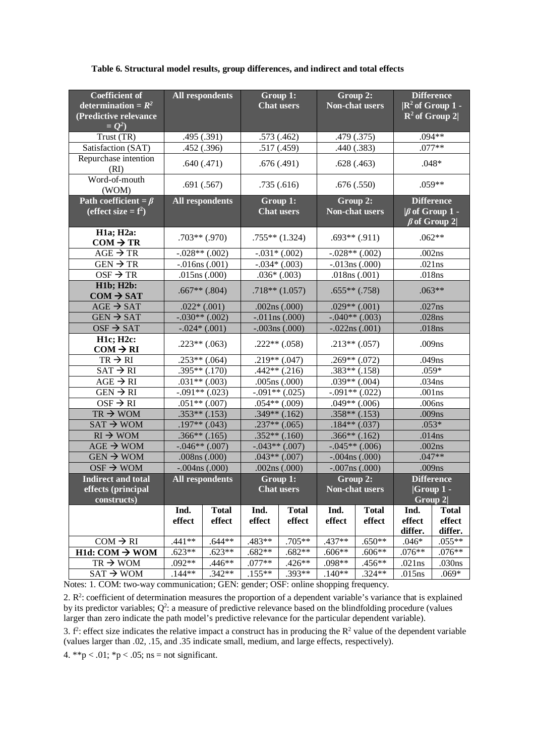**Table 6. Structural model results, group differences, and indirect and total effects**

| Coefficient of determination = $R^2$ (Predictive relevance = $Q^2$) | All respondents | | Group 1: Chat users | | Group 2: Non-chat users | | Difference \|$R^2$ of Group 1 - $R^2$ of Group 2\| | |
|---|---|---|---|---|---|---|---|---|
| Trust (TR) | .495 (.391) | | .573 (.462) | | .479 (.375) | | .094** | |
| Satisfaction (SAT) | .452 (.396) | | .517 (.459) | | .440 (.383) | | .077** | |
| Repurchase intention (RI) | .640 (.471) | | .676 (.491) | | .628 (.463) | | .048* | |
| Word-of-mouth (WOM) | .691 (.567) | | .735 (.616) | | .676 (.550) | | .059** | |
| **Path coefficient = $\beta$ (effect size = $f^2$)** | **All respondents** | | **Group 1: Chat users** | | **Group 2: Non-chat users** | | **Difference \|$\beta$ of Group 1 - $\beta$ of Group 2\|** | |
| **H1a; H2a: COM → TR** | .703** (.970) | | .755** (1.324) | | .693** (.911) | | .062** | |
| AGE → TR | -.028** (.002) | | -.031* (.002) | | -.028** (.002) | | .002ns | |
| GEN → TR | -.016ns (.001) | | -.034* (.003) | | -.013ns (.000) | | .021ns | |
| OSF → TR | .015ns (.000) | | .036* (.003) | | .018ns (.001) | | .018ns | |
| **H1b; H2b: COM → SAT** | .667** (.804) | | .718** (1.057) | | .655** (.758) | | .063** | |
| AGE → SAT | .022* (.001) | | .002ns (.000) | | .029** (.001) | | .027ns | |
| GEN → SAT | -.030** (.002) | | -.011ns (.000) | | -.040** (.003) | | .028ns | |
| OSF → SAT | -.024* (.001) | | -.003ns (.000) | | -.022ns (.001) | | .018ns | |
| **H1c; H2c: COM → RI** | .223** (.063) | | .222** (.058) | | .213** (.057) | | .009ns | |
| TR → RI | .253** (.064) | | .219** (.047) | | .269** (.072) | | .049ns | |
| SAT → RI | .395** (.170) | | .442** (.216) | | .383** (.158) | | .059* | |
| AGE → RI | .031** (.003) | | .005ns (.000) | | .039** (.004) | | .034ns | |
| GEN → RI | -.091** (.023) | | -.091** (.025) | | -.091** (.022) | | .001ns | |
| OSF → RI | .051** (.007) | | .054** (.009) | | .049** (.006) | | .006ns | |
| TR → WOM | .353** (.153) | | .349** (.162) | | .358** (.153) | | .009ns | |
| SAT → WOM | .197** (.043) | | .237** (.065) | | .184** (.037) | | .053* | |
| RI → WOM | .366** (.165) | | .352** (.160) | | .366** (.162) | | .014ns | |
| AGE → WOM | -.046** (.007) | | -.043** (.007) | | -.045** (.006) | | .002ns | |
| GEN → WOM | .008ns (.000) | | .043** (.007) | | -.004ns (.000) | | .047** | |
| OSF → WOM | -.004ns (.000) | | .002ns (.000) | | -.007ns (.000) | | .009ns | |
| **Indirect and total effects (principal constructs)** | **All respondents** | | **Group 1: Chat users** | | **Group 2: Non-chat users** | | **Difference \|Group 1 - Group 2\|** | |
| | **Ind. effect** | **Total effect** | **Ind. effect** | **Total effect** | **Ind. effect** | **Total effect** | **Ind. effect differ.** | **Total effect differ.** |
| COM → RI | .441** | .644** | .483** | .705** | .437** | .650** | .046* | .055** |
| **H1d: COM → WOM** | .623** | .623** | .682** | .682** | .606** | .606** | .076** | .076** |
| TR → WOM | .092** | .446** | .077** | .426** | .098** | .456** | .021ns | .030ns |
| SAT → WOM | .144** | .342** | .155** | .393** | .140** | .324** | .015ns | .069* |

Notes: 1. COM: two-way communication; GEN: gender; OSF: online shopping frequency.

2. $R^2$: coefficient of determination measures the proportion of a dependent variable's variance that is explained by its predictor variables; $Q^2$: a measure of predictive relevance based on the blindfolding procedure (values larger than zero indicate the path model's predictive relevance for the particular dependent variable).

3. $f^2$: effect size indicates the relative impact a construct has in producing the $R^2$ value of the dependent variable (values larger than .02, .15, and .35 indicate small, medium, and large effects, respectively).

4. **$p < .01$; *$p < .05$; ns = not significant.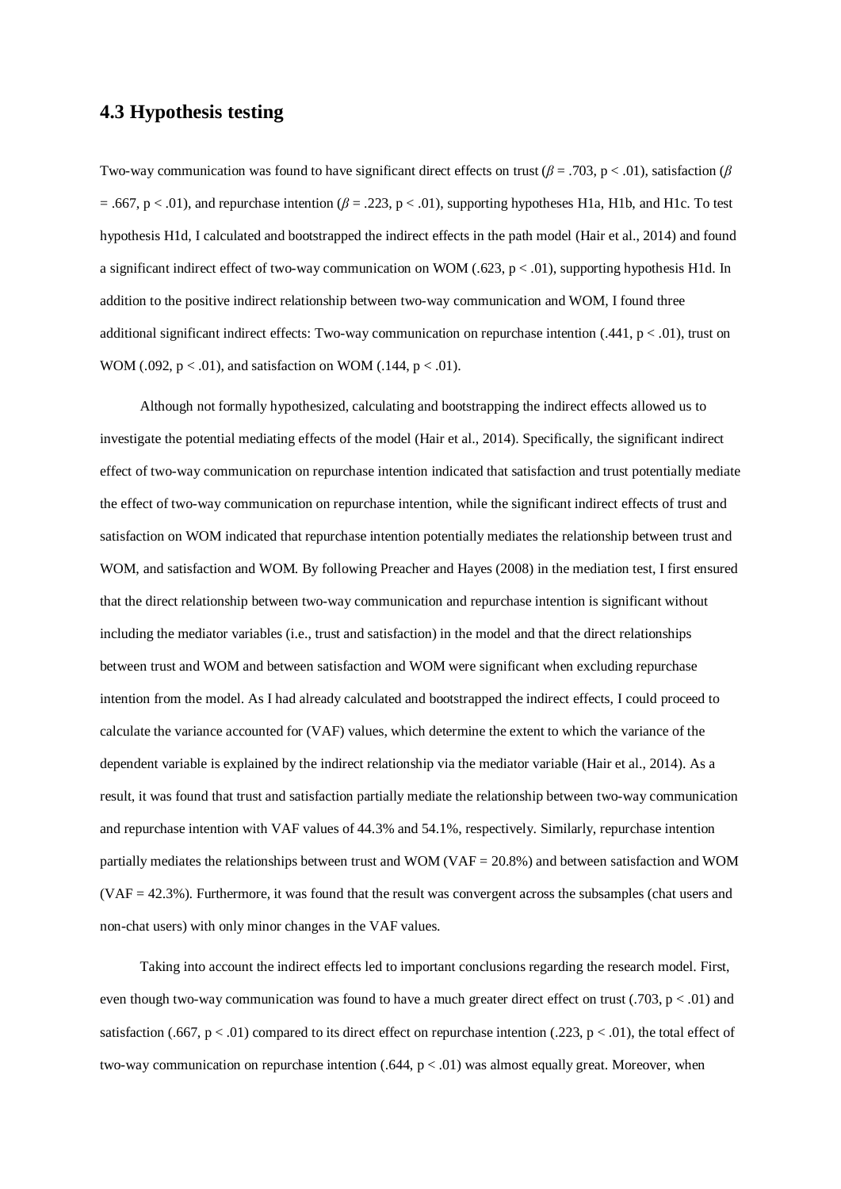## 4.3 Hypothesis testing

Two-way communication was found to have significant direct effects on trust ($\beta = .703$, $p < .01$), satisfaction ($\beta = .667$, $p < .01$), and repurchase intention ($\beta = .223$, $p < .01$), supporting hypotheses H1a, H1b, and H1c. To test hypothesis H1d, I calculated and bootstrapped the indirect effects in the path model (Hair et al., 2014) and found a significant indirect effect of two-way communication on WOM (.623, $p < .01$), supporting hypothesis H1d. In addition to the positive indirect relationship between two-way communication and WOM, I found three additional significant indirect effects: Two-way communication on repurchase intention (.441, $p < .01$), trust on WOM (.092, $p < .01$), and satisfaction on WOM (.144, $p < .01$).

Although not formally hypothesized, calculating and bootstrapping the indirect effects allowed us to investigate the potential mediating effects of the model (Hair et al., 2014). Specifically, the significant indirect effect of two-way communication on repurchase intention indicated that satisfaction and trust potentially mediate the effect of two-way communication on repurchase intention, while the significant indirect effects of trust and satisfaction on WOM indicated that repurchase intention potentially mediates the relationship between trust and WOM, and satisfaction and WOM. By following Preacher and Hayes (2008) in the mediation test, I first ensured that the direct relationship between two-way communication and repurchase intention is significant without including the mediator variables (i.e., trust and satisfaction) in the model and that the direct relationships between trust and WOM and between satisfaction and WOM were significant when excluding repurchase intention from the model. As I had already calculated and bootstrapped the indirect effects, I could proceed to calculate the variance accounted for (VAF) values, which determine the extent to which the variance of the dependent variable is explained by the indirect relationship via the mediator variable (Hair et al., 2014). As a result, it was found that trust and satisfaction partially mediate the relationship between two-way communication and repurchase intention with VAF values of 44.3% and 54.1%, respectively. Similarly, repurchase intention partially mediates the relationships between trust and WOM (VAF = 20.8%) and between satisfaction and WOM (VAF = 42.3%). Furthermore, it was found that the result was convergent across the subsamples (chat users and non-chat users) with only minor changes in the VAF values.

Taking into account the indirect effects led to important conclusions regarding the research model. First, even though two-way communication was found to have a much greater direct effect on trust (.703, $p < .01$) and satisfaction (.667, $p < .01$) compared to its direct effect on repurchase intention (.223, $p < .01$), the total effect of two-way communication on repurchase intention (.644, $p < .01$) was almost equally great. Moreover, when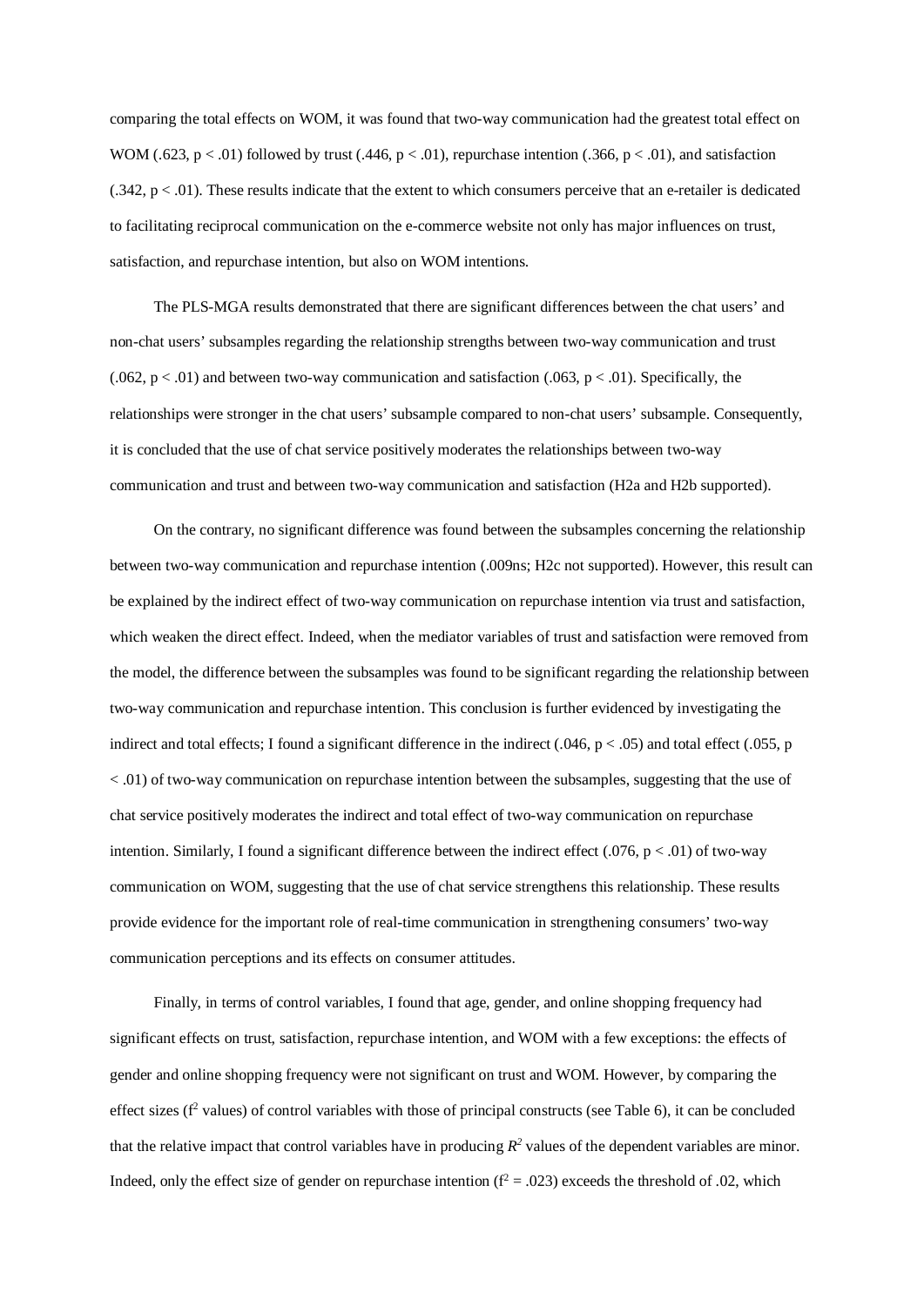comparing the total effects on WOM, it was found that two-way communication had the greatest total effect on WOM (.623, $p < .01$) followed by trust (.446, $p < .01$), repurchase intention (.366, $p < .01$), and satisfaction (.342, $p < .01$). These results indicate that the extent to which consumers perceive that an e-retailer is dedicated to facilitating reciprocal communication on the e-commerce website not only has major influences on trust, satisfaction, and repurchase intention, but also on WOM intentions.

The PLS-MGA results demonstrated that there are significant differences between the chat users' and non-chat users' subsamples regarding the relationship strengths between two-way communication and trust (.062, $p < .01$) and between two-way communication and satisfaction (.063, $p < .01$). Specifically, the relationships were stronger in the chat users' subsample compared to non-chat users' subsample. Consequently, it is concluded that the use of chat service positively moderates the relationships between two-way communication and trust and between two-way communication and satisfaction (H2a and H2b supported).

On the contrary, no significant difference was found between the subsamples concerning the relationship between two-way communication and repurchase intention (.009ns; H2c not supported). However, this result can be explained by the indirect effect of two-way communication on repurchase intention via trust and satisfaction, which weaken the direct effect. Indeed, when the mediator variables of trust and satisfaction were removed from the model, the difference between the subsamples was found to be significant regarding the relationship between two-way communication and repurchase intention. This conclusion is further evidenced by investigating the indirect and total effects; I found a significant difference in the indirect (.046, $p < .05$) and total effect (.055, $p < .01$) of two-way communication on repurchase intention between the subsamples, suggesting that the use of chat service positively moderates the indirect and total effect of two-way communication on repurchase intention. Similarly, I found a significant difference between the indirect effect (.076, $p < .01$) of two-way communication on WOM, suggesting that the use of chat service strengthens this relationship. These results provide evidence for the important role of real-time communication in strengthening consumers' two-way communication perceptions and its effects on consumer attitudes.

Finally, in terms of control variables, I found that age, gender, and online shopping frequency had significant effects on trust, satisfaction, repurchase intention, and WOM with a few exceptions: the effects of gender and online shopping frequency were not significant on trust and WOM. However, by comparing the effect sizes ($f^2$ values) of control variables with those of principal constructs (see Table 6), it can be concluded that the relative impact that control variables have in producing $R^2$ values of the dependent variables are minor. Indeed, only the effect size of gender on repurchase intention ($f^2 = .023$) exceeds the threshold of .02, which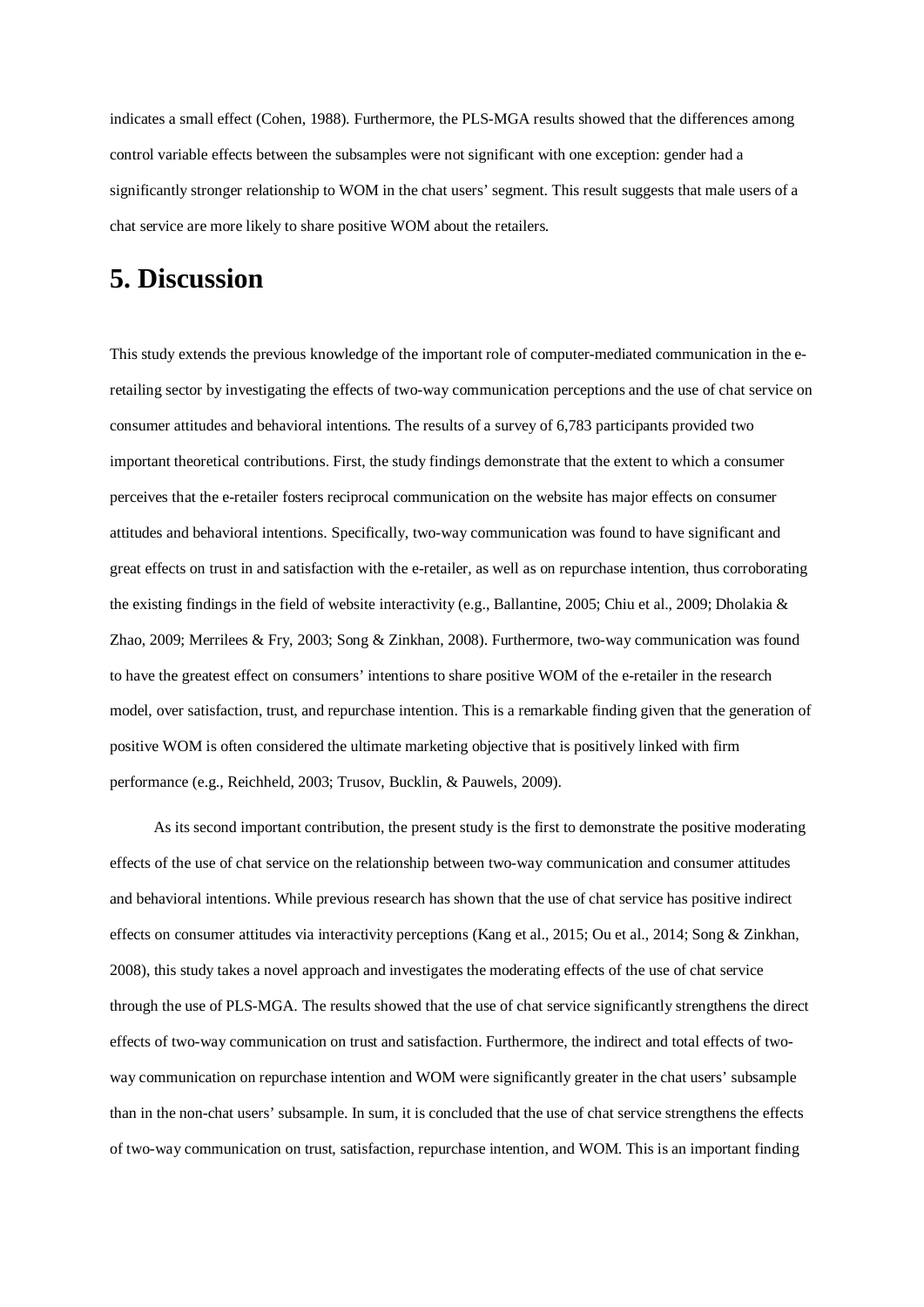indicates a small effect (Cohen, 1988). Furthermore, the PLS-MGA results showed that the differences among control variable effects between the subsamples were not significant with one exception: gender had a significantly stronger relationship to WOM in the chat users' segment. This result suggests that male users of a chat service are more likely to share positive WOM about the retailers.

# 5. Discussion

This study extends the previous knowledge of the important role of computer-mediated communication in the e-retailing sector by investigating the effects of two-way communication perceptions and the use of chat service on consumer attitudes and behavioral intentions. The results of a survey of 6,783 participants provided two important theoretical contributions. First, the study findings demonstrate that the extent to which a consumer perceives that the e-retailer fosters reciprocal communication on the website has major effects on consumer attitudes and behavioral intentions. Specifically, two-way communication was found to have significant and great effects on trust in and satisfaction with the e-retailer, as well as on repurchase intention, thus corroborating the existing findings in the field of website interactivity (e.g., Ballantine, 2005; Chiu et al., 2009; Dholakia & Zhao, 2009; Merrilees & Fry, 2003; Song & Zinkhan, 2008). Furthermore, two-way communication was found to have the greatest effect on consumers' intentions to share positive WOM of the e-retailer in the research model, over satisfaction, trust, and repurchase intention. This is a remarkable finding given that the generation of positive WOM is often considered the ultimate marketing objective that is positively linked with firm performance (e.g., Reichheld, 2003; Trusov, Bucklin, & Pauwels, 2009).

As its second important contribution, the present study is the first to demonstrate the positive moderating effects of the use of chat service on the relationship between two-way communication and consumer attitudes and behavioral intentions. While previous research has shown that the use of chat service has positive indirect effects on consumer attitudes via interactivity perceptions (Kang et al., 2015; Ou et al., 2014; Song & Zinkhan, 2008), this study takes a novel approach and investigates the moderating effects of the use of chat service through the use of PLS-MGA. The results showed that the use of chat service significantly strengthens the direct effects of two-way communication on trust and satisfaction. Furthermore, the indirect and total effects of two-way communication on repurchase intention and WOM were significantly greater in the chat users' subsample than in the non-chat users' subsample. In sum, it is concluded that the use of chat service strengthens the effects of two-way communication on trust, satisfaction, repurchase intention, and WOM. This is an important finding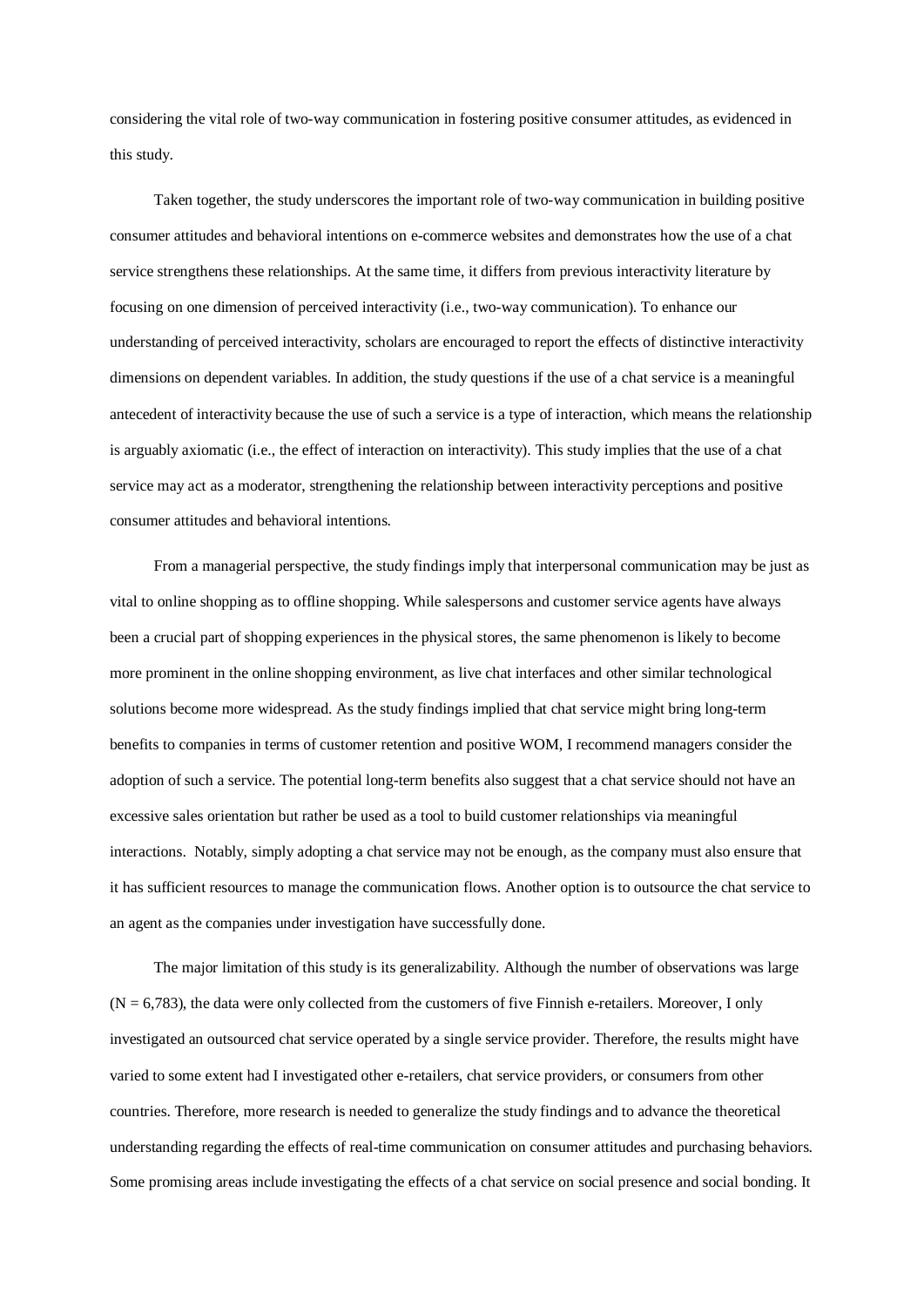considering the vital role of two-way communication in fostering positive consumer attitudes, as evidenced in this study.

Taken together, the study underscores the important role of two-way communication in building positive consumer attitudes and behavioral intentions on e-commerce websites and demonstrates how the use of a chat service strengthens these relationships. At the same time, it differs from previous interactivity literature by focusing on one dimension of perceived interactivity (i.e., two-way communication). To enhance our understanding of perceived interactivity, scholars are encouraged to report the effects of distinctive interactivity dimensions on dependent variables. In addition, the study questions if the use of a chat service is a meaningful antecedent of interactivity because the use of such a service is a type of interaction, which means the relationship is arguably axiomatic (i.e., the effect of interaction on interactivity). This study implies that the use of a chat service may act as a moderator, strengthening the relationship between interactivity perceptions and positive consumer attitudes and behavioral intentions.

From a managerial perspective, the study findings imply that interpersonal communication may be just as vital to online shopping as to offline shopping. While salespersons and customer service agents have always been a crucial part of shopping experiences in the physical stores, the same phenomenon is likely to become more prominent in the online shopping environment, as live chat interfaces and other similar technological solutions become more widespread. As the study findings implied that chat service might bring long-term benefits to companies in terms of customer retention and positive WOM, I recommend managers consider the adoption of such a service. The potential long-term benefits also suggest that a chat service should not have an excessive sales orientation but rather be used as a tool to build customer relationships via meaningful interactions. Notably, simply adopting a chat service may not be enough, as the company must also ensure that it has sufficient resources to manage the communication flows. Another option is to outsource the chat service to an agent as the companies under investigation have successfully done.

The major limitation of this study is its generalizability. Although the number of observations was large ($N = 6{,}783$), the data were only collected from the customers of five Finnish e-retailers. Moreover, I only investigated an outsourced chat service operated by a single service provider. Therefore, the results might have varied to some extent had I investigated other e-retailers, chat service providers, or consumers from other countries. Therefore, more research is needed to generalize the study findings and to advance the theoretical understanding regarding the effects of real-time communication on consumer attitudes and purchasing behaviors. Some promising areas include investigating the effects of a chat service on social presence and social bonding. It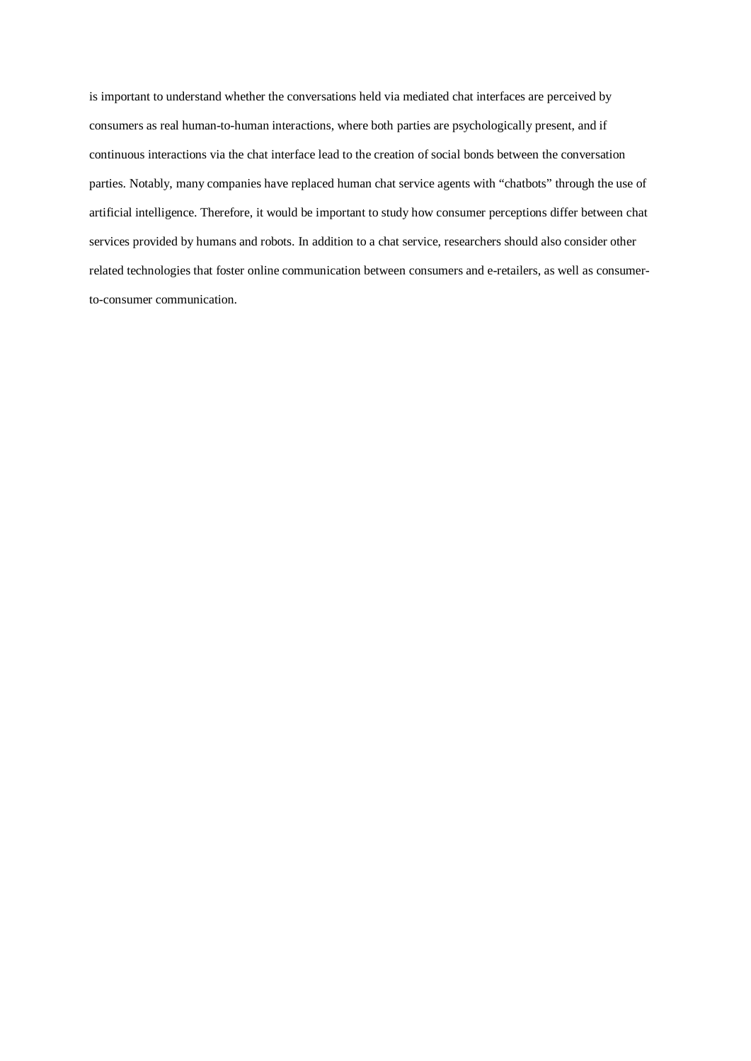is important to understand whether the conversations held via mediated chat interfaces are perceived by consumers as real human-to-human interactions, where both parties are psychologically present, and if continuous interactions via the chat interface lead to the creation of social bonds between the conversation parties. Notably, many companies have replaced human chat service agents with "chatbots" through the use of artificial intelligence. Therefore, it would be important to study how consumer perceptions differ between chat services provided by humans and robots. In addition to a chat service, researchers should also consider other related technologies that foster online communication between consumers and e-retailers, as well as consumer-to-consumer communication.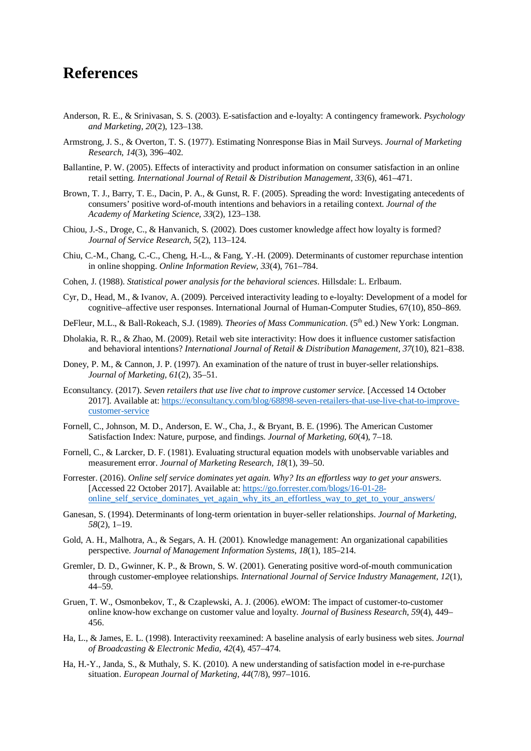# References

Anderson, R. E., & Srinivasan, S. S. (2003). E-satisfaction and e-loyalty: A contingency framework. *Psychology and Marketing*, *20*(2), 123–138.

Armstrong, J. S., & Overton, T. S. (1977). Estimating Nonresponse Bias in Mail Surveys. *Journal of Marketing Research*, *14*(3), 396–402.

Ballantine, P. W. (2005). Effects of interactivity and product information on consumer satisfaction in an online retail setting. *International Journal of Retail & Distribution Management*, *33*(6), 461–471.

Brown, T. J., Barry, T. E., Dacin, P. A., & Gunst, R. F. (2005). Spreading the word: Investigating antecedents of consumers' positive word-of-mouth intentions and behaviors in a retailing context. *Journal of the Academy of Marketing Science*, *33*(2), 123–138.

Chiou, J.-S., Droge, C., & Hanvanich, S. (2002). Does customer knowledge affect how loyalty is formed? *Journal of Service Research*, *5*(2), 113–124.

Chiu, C.-M., Chang, C.-C., Cheng, H.-L., & Fang, Y.-H. (2009). Determinants of customer repurchase intention in online shopping. *Online Information Review*, *33*(4), 761–784.

Cohen, J. (1988). *Statistical power analysis for the behavioral sciences*. Hillsdale: L. Erlbaum.

Cyr, D., Head, M., & Ivanov, A. (2009). Perceived interactivity leading to e-loyalty: Development of a model for cognitive–affective user responses. International Journal of Human-Computer Studies, 67(10), 850–869.

DeFleur, M.L., & Ball-Rokeach, S.J. (1989). *Theories of Mass Communication.* (5th ed.) New York: Longman.

Dholakia, R. R., & Zhao, M. (2009). Retail web site interactivity: How does it influence customer satisfaction and behavioral intentions? *International Journal of Retail & Distribution Management*, *37*(10), 821–838.

Doney, P. M., & Cannon, J. P. (1997). An examination of the nature of trust in buyer-seller relationships. *Journal of Marketing*, *61*(2), 35–51.

Econsultancy. (2017). *Seven retailers that use live chat to improve customer service.* [Accessed 14 October 2017]. Available at: https://econsultancy.com/blog/68898-seven-retailers-that-use-live-chat-to-improve-customer-service

Fornell, C., Johnson, M. D., Anderson, E. W., Cha, J., & Bryant, B. E. (1996). The American Customer Satisfaction Index: Nature, purpose, and findings. *Journal of Marketing*, *60*(4), 7–18.

Fornell, C., & Larcker, D. F. (1981). Evaluating structural equation models with unobservable variables and measurement error. *Journal of Marketing Research*, *18*(1), 39–50.

Forrester. (2016). *Online self service dominates yet again. Why? Its an effortless way to get your answers.* [Accessed 22 October 2017]. Available at: https://go.forrester.com/blogs/16-01-28-online_self_service_dominates_yet_again_why_its_an_effortless_way_to_get_to_your_answers/

Ganesan, S. (1994). Determinants of long-term orientation in buyer-seller relationships. *Journal of Marketing*, *58*(2), 1–19.

Gold, A. H., Malhotra, A., & Segars, A. H. (2001). Knowledge management: An organizational capabilities perspective. *Journal of Management Information Systems*, *18*(1), 185–214.

Gremler, D. D., Gwinner, K. P., & Brown, S. W. (2001). Generating positive word-of-mouth communication through customer-employee relationships. *International Journal of Service Industry Management*, *12*(1), 44–59.

Gruen, T. W., Osmonbekov, T., & Czaplewski, A. J. (2006). eWOM: The impact of customer-to-customer online know-how exchange on customer value and loyalty. *Journal of Business Research*, *59*(4), 449–456.

Ha, L., & James, E. L. (1998). Interactivity reexamined: A baseline analysis of early business web sites. *Journal of Broadcasting & Electronic Media*, *42*(4), 457–474.

Ha, H.-Y., Janda, S., & Muthaly, S. K. (2010). A new understanding of satisfaction model in e-re-purchase situation. *European Journal of Marketing*, *44*(7/8), 997–1016.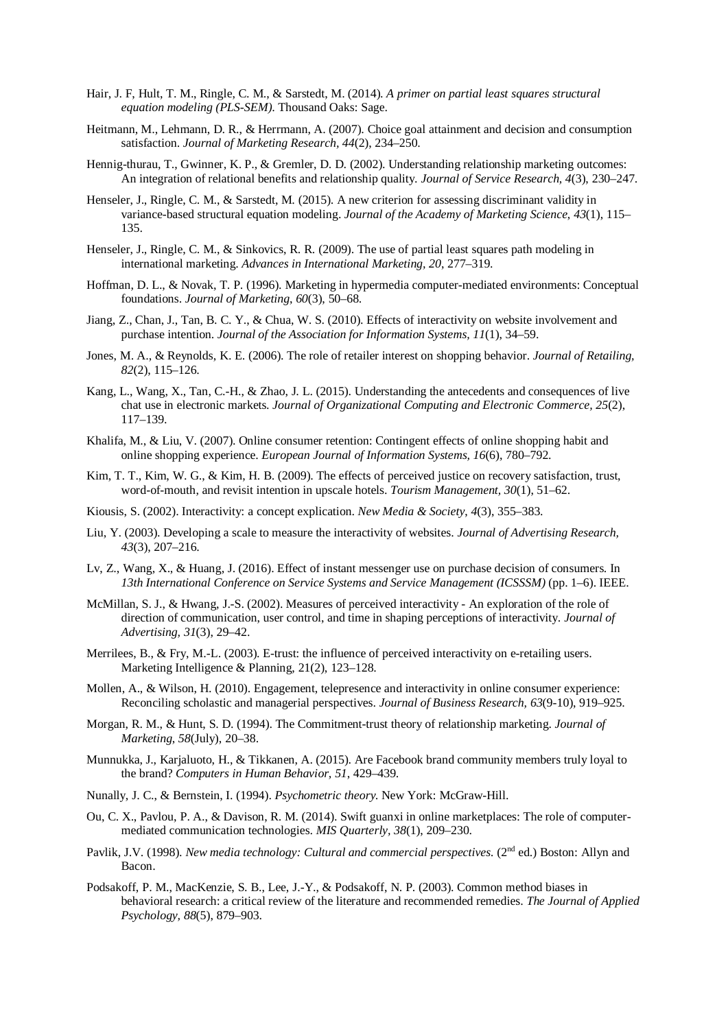Hair, J. F, Hult, T. M., Ringle, C. M., & Sarstedt, M. (2014). *A primer on partial least squares structural equation modeling (PLS-SEM)*. Thousand Oaks: Sage.

Heitmann, M., Lehmann, D. R., & Herrmann, A. (2007). Choice goal attainment and decision and consumption satisfaction. *Journal of Marketing Research, 44*(2), 234–250.

Hennig-thurau, T., Gwinner, K. P., & Gremler, D. D. (2002). Understanding relationship marketing outcomes: An integration of relational benefits and relationship quality. *Journal of Service Research, 4*(3), 230–247.

Henseler, J., Ringle, C. M., & Sarstedt, M. (2015). A new criterion for assessing discriminant validity in variance-based structural equation modeling. *Journal of the Academy of Marketing Science, 43*(1), 115–135.

Henseler, J., Ringle, C. M., & Sinkovics, R. R. (2009). The use of partial least squares path modeling in international marketing. *Advances in International Marketing, 20*, 277–319.

Hoffman, D. L., & Novak, T. P. (1996). Marketing in hypermedia computer-mediated environments: Conceptual foundations. *Journal of Marketing, 60*(3), 50–68.

Jiang, Z., Chan, J., Tan, B. C. Y., & Chua, W. S. (2010). Effects of interactivity on website involvement and purchase intention. *Journal of the Association for Information Systems, 11*(1), 34–59.

Jones, M. A., & Reynolds, K. E. (2006). The role of retailer interest on shopping behavior. *Journal of Retailing, 82*(2), 115–126.

Kang, L., Wang, X., Tan, C.-H., & Zhao, J. L. (2015). Understanding the antecedents and consequences of live chat use in electronic markets. *Journal of Organizational Computing and Electronic Commerce, 25*(2), 117–139.

Khalifa, M., & Liu, V. (2007). Online consumer retention: Contingent effects of online shopping habit and online shopping experience. *European Journal of Information Systems, 16*(6), 780–792.

Kim, T. T., Kim, W. G., & Kim, H. B. (2009). The effects of perceived justice on recovery satisfaction, trust, word-of-mouth, and revisit intention in upscale hotels. *Tourism Management, 30*(1), 51–62.

Kiousis, S. (2002). Interactivity: a concept explication. *New Media & Society, 4*(3), 355–383.

Liu, Y. (2003). Developing a scale to measure the interactivity of websites. *Journal of Advertising Research, 43*(3), 207–216.

Lv, Z., Wang, X., & Huang, J. (2016). Effect of instant messenger use on purchase decision of consumers. In *13th International Conference on Service Systems and Service Management (ICSSSM)* (pp. 1–6). IEEE.

McMillan, S. J., & Hwang, J.-S. (2002). Measures of perceived interactivity - An exploration of the role of direction of communication, user control, and time in shaping perceptions of interactivity. *Journal of Advertising, 31*(3), 29–42.

Merrilees, B., & Fry, M.-L. (2003). E-trust: the influence of perceived interactivity on e-retailing users. Marketing Intelligence & Planning, 21(2), 123–128.

Mollen, A., & Wilson, H. (2010). Engagement, telepresence and interactivity in online consumer experience: Reconciling scholastic and managerial perspectives. *Journal of Business Research, 63*(9-10), 919–925.

Morgan, R. M., & Hunt, S. D. (1994). The Commitment-trust theory of relationship marketing. *Journal of Marketing, 58*(July), 20–38.

Munnukka, J., Karjaluoto, H., & Tikkanen, A. (2015). Are Facebook brand community members truly loyal to the brand? *Computers in Human Behavior, 51*, 429–439.

Nunally, J. C., & Bernstein, I. (1994). *Psychometric theory*. New York: McGraw-Hill.

Ou, C. X., Pavlou, P. A., & Davison, R. M. (2014). Swift guanxi in online marketplaces: The role of computer-mediated communication technologies. *MIS Quarterly, 38*(1), 209–230.

Pavlik, J.V. (1998). *New media technology: Cultural and commercial perspectives.* (2nd ed.) Boston: Allyn and Bacon.

Podsakoff, P. M., MacKenzie, S. B., Lee, J.-Y., & Podsakoff, N. P. (2003). Common method biases in behavioral research: a critical review of the literature and recommended remedies. *The Journal of Applied Psychology, 88*(5), 879–903.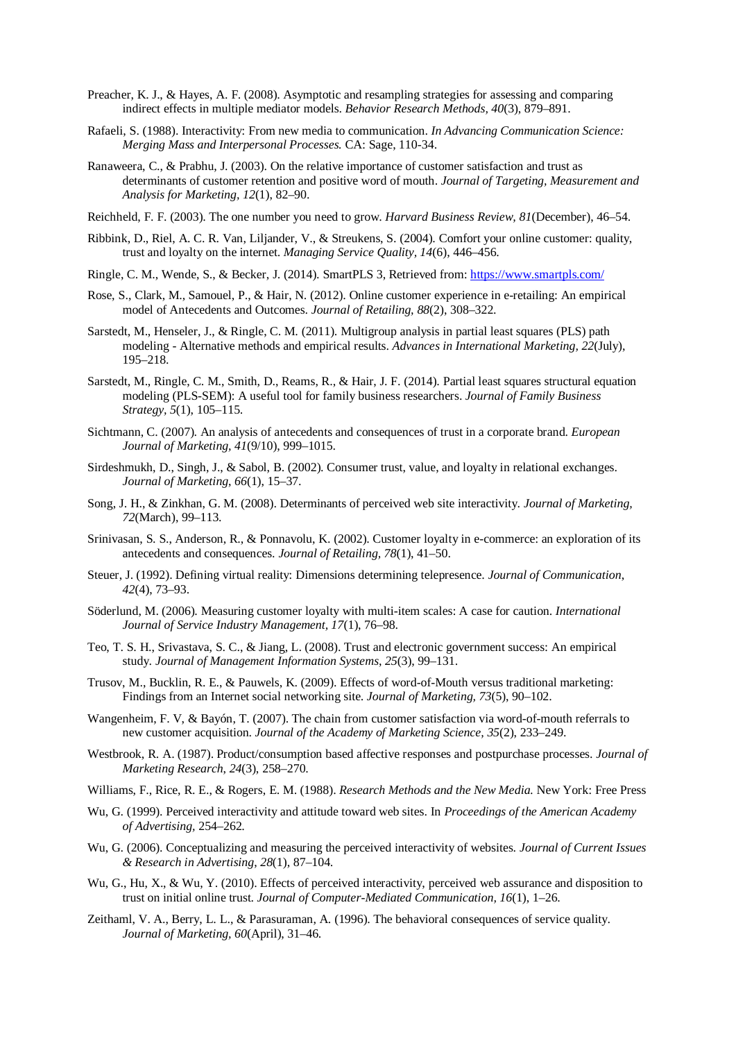Preacher, K. J., & Hayes, A. F. (2008). Asymptotic and resampling strategies for assessing and comparing indirect effects in multiple mediator models. *Behavior Research Methods, 40*(3), 879–891.

Rafaeli, S. (1988). Interactivity: From new media to communication. *In Advancing Communication Science: Merging Mass and Interpersonal Processes.* CA: Sage, 110-34.

Ranaweera, C., & Prabhu, J. (2003). On the relative importance of customer satisfaction and trust as determinants of customer retention and positive word of mouth. *Journal of Targeting, Measurement and Analysis for Marketing, 12*(1), 82–90.

Reichheld, F. F. (2003). The one number you need to grow. *Harvard Business Review, 81*(December), 46–54.

Ribbink, D., Riel, A. C. R. Van, Liljander, V., & Streukens, S. (2004). Comfort your online customer: quality, trust and loyalty on the internet. *Managing Service Quality, 14*(6), 446–456.

Ringle, C. M., Wende, S., & Becker, J. (2014). SmartPLS 3, Retrieved from: https://www.smartpls.com/

Rose, S., Clark, M., Samouel, P., & Hair, N. (2012). Online customer experience in e-retailing: An empirical model of Antecedents and Outcomes. *Journal of Retailing, 88*(2), 308–322.

Sarstedt, M., Henseler, J., & Ringle, C. M. (2011). Multigroup analysis in partial least squares (PLS) path modeling - Alternative methods and empirical results. *Advances in International Marketing, 22*(July), 195–218.

Sarstedt, M., Ringle, C. M., Smith, D., Reams, R., & Hair, J. F. (2014). Partial least squares structural equation modeling (PLS-SEM): A useful tool for family business researchers. *Journal of Family Business Strategy, 5*(1), 105–115.

Sichtmann, C. (2007). An analysis of antecedents and consequences of trust in a corporate brand. *European Journal of Marketing, 41*(9/10), 999–1015.

Sirdeshmukh, D., Singh, J., & Sabol, B. (2002). Consumer trust, value, and loyalty in relational exchanges. *Journal of Marketing, 66*(1), 15–37.

Song, J. H., & Zinkhan, G. M. (2008). Determinants of perceived web site interactivity. *Journal of Marketing, 72*(March), 99–113.

Srinivasan, S. S., Anderson, R., & Ponnavolu, K. (2002). Customer loyalty in e-commerce: an exploration of its antecedents and consequences. *Journal of Retailing, 78*(1), 41–50.

Steuer, J. (1992). Defining virtual reality: Dimensions determining telepresence. *Journal of Communication, 42*(4), 73–93.

Söderlund, M. (2006). Measuring customer loyalty with multi-item scales: A case for caution. *International Journal of Service Industry Management, 17*(1), 76–98.

Teo, T. S. H., Srivastava, S. C., & Jiang, L. (2008). Trust and electronic government success: An empirical study. *Journal of Management Information Systems, 25*(3), 99–131.

Trusov, M., Bucklin, R. E., & Pauwels, K. (2009). Effects of word-of-Mouth versus traditional marketing: Findings from an Internet social networking site. *Journal of Marketing, 73*(5), 90–102.

Wangenheim, F. V, & Bayón, T. (2007). The chain from customer satisfaction via word-of-mouth referrals to new customer acquisition. *Journal of the Academy of Marketing Science, 35*(2), 233–249.

Westbrook, R. A. (1987). Product/consumption based affective responses and postpurchase processes. *Journal of Marketing Research, 24*(3), 258–270.

Williams, F., Rice, R. E., & Rogers, E. M. (1988). *Research Methods and the New Media.* New York: Free Press

Wu, G. (1999). Perceived interactivity and attitude toward web sites. In *Proceedings of the American Academy of Advertising*, 254–262.

Wu, G. (2006). Conceptualizing and measuring the perceived interactivity of websites. *Journal of Current Issues & Research in Advertising, 28*(1), 87–104.

Wu, G., Hu, X., & Wu, Y. (2010). Effects of perceived interactivity, perceived web assurance and disposition to trust on initial online trust. *Journal of Computer-Mediated Communication, 16*(1), 1–26.

Zeithaml, V. A., Berry, L. L., & Parasuraman, A. (1996). The behavioral consequences of service quality. *Journal of Marketing, 60*(April), 31–46.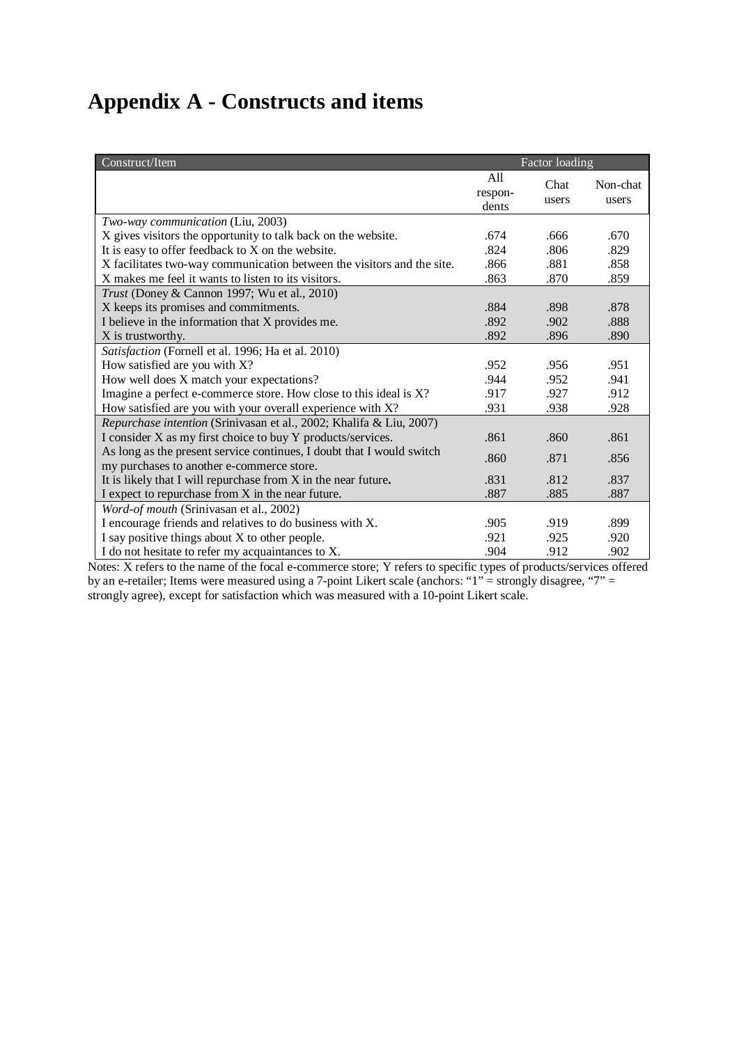# Appendix A - Constructs and items

| Construct/Item | Factor loading | | |
|---|---|---|---|
| | All respon-dents | Chat users | Non-chat users |
| *Two-way communication* (Liu, 2003) | | | |
| X gives visitors the opportunity to talk back on the website. | .674 | .666 | .670 |
| It is easy to offer feedback to X on the website. | .824 | .806 | .829 |
| X facilitates two-way communication between the visitors and the site. | .866 | .881 | .858 |
| X makes me feel it wants to listen to its visitors. | .863 | .870 | .859 |
| *Trust* (Doney & Cannon 1997; Wu et al., 2010) | | | |
| X keeps its promises and commitments. | .884 | .898 | .878 |
| I believe in the information that X provides me. | .892 | .902 | .888 |
| X is trustworthy. | .892 | .896 | .890 |
| *Satisfaction* (Fornell et al. 1996; Ha et al. 2010) | | | |
| How satisfied are you with X? | .952 | .956 | .951 |
| How well does X match your expectations? | .944 | .952 | .941 |
| Imagine a perfect e-commerce store. How close to this ideal is X? | .917 | .927 | .912 |
| How satisfied are you with your overall experience with X? | .931 | .938 | .928 |
| *Repurchase intention* (Srinivasan et al., 2002; Khalifa & Liu, 2007) | | | |
| I consider X as my first choice to buy Y products/services. | .861 | .860 | .861 |
| As long as the present service continues, I doubt that I would switch my purchases to another e-commerce store. | .860 | .871 | .856 |
| It is likely that I will repurchase from X in the near future. | .831 | .812 | .837 |
| I expect to repurchase from X in the near future. | .887 | .885 | .887 |
| *Word-of mouth* (Srinivasan et al., 2002) | | | |
| I encourage friends and relatives to do business with X. | .905 | .919 | .899 |
| I say positive things about X to other people. | .921 | .925 | .920 |
| I do not hesitate to refer my acquaintances to X. | .904 | .912 | .902 |

Notes: X refers to the name of the focal e-commerce store; Y refers to specific types of products/services offered by an e-retailer; Items were measured using a 7-point Likert scale (anchors: "1" = strongly disagree, "7" = strongly agree), except for satisfaction which was measured with a 10-point Likert scale.